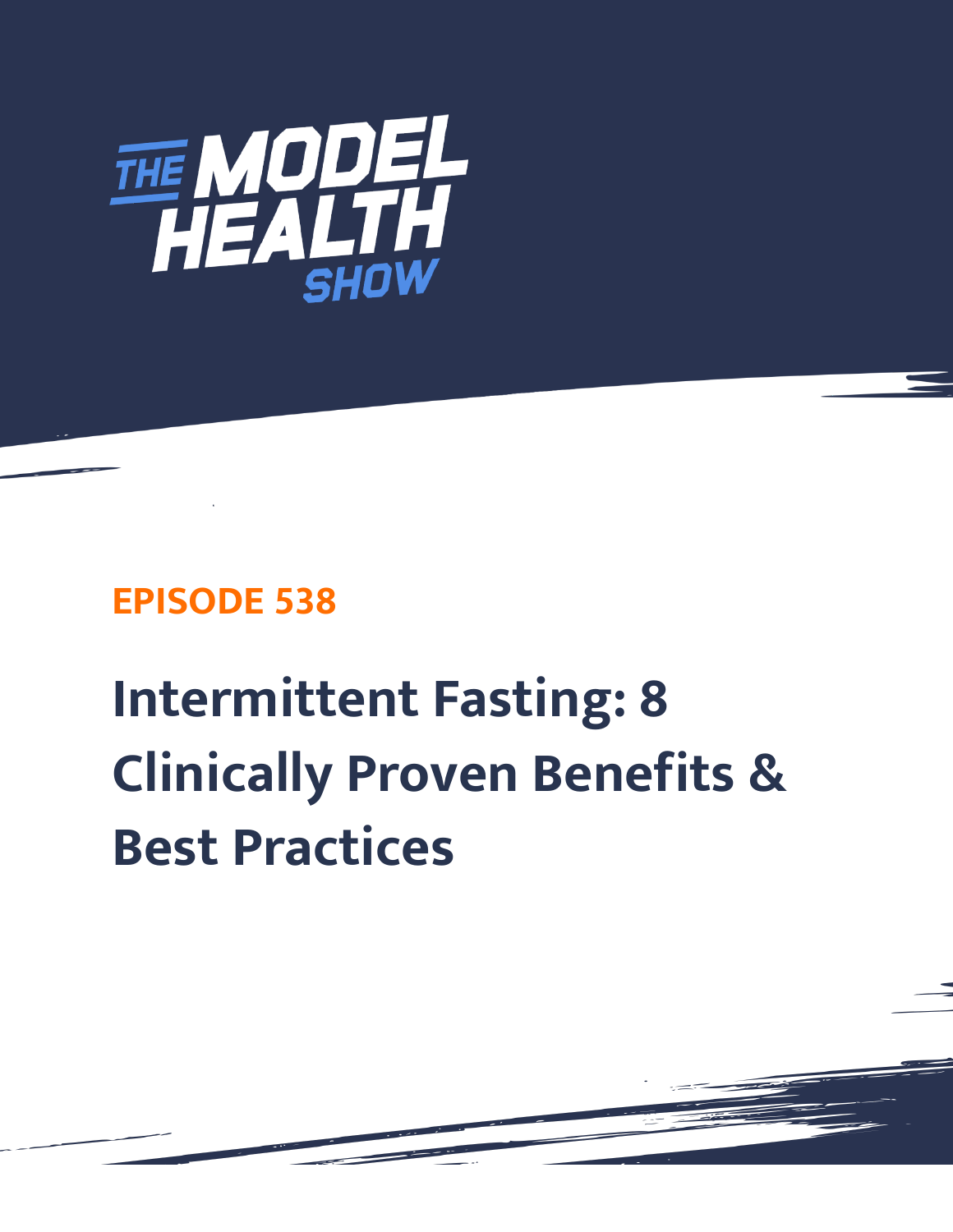THE MODEL HEALTH SHOW

## EPISODE 538

# Intermittent Fasting: 8 Clinically Proven Benefits & Best Practices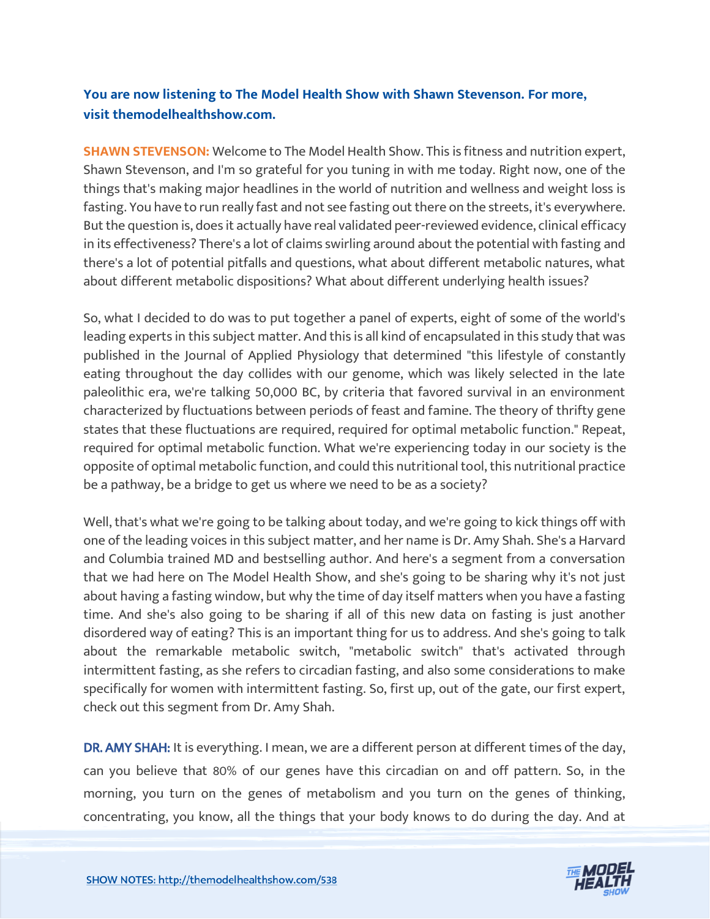**You are now listening to The Model Health Show with Shawn Stevenson. For more, visit themodelhealthshow.com.**

**SHAWN STEVENSON:** Welcome to The Model Health Show. This is fitness and nutrition expert, Shawn Stevenson, and I'm so grateful for you tuning in with me today. Right now, one of the things that's making major headlines in the world of nutrition and wellness and weight loss is fasting. You have to run really fast and not see fasting out there on the streets, it's everywhere. But the question is, does it actually have real validated peer-reviewed evidence, clinical efficacy in its effectiveness? There's a lot of claims swirling around about the potential with fasting and there's a lot of potential pitfalls and questions, what about different metabolic natures, what about different metabolic dispositions? What about different underlying health issues?

So, what I decided to do was to put together a panel of experts, eight of some of the world's leading experts in this subject matter. And this is all kind of encapsulated in this study that was published in the Journal of Applied Physiology that determined "this lifestyle of constantly eating throughout the day collides with our genome, which was likely selected in the late paleolithic era, we're talking 50,000 BC, by criteria that favored survival in an environment characterized by fluctuations between periods of feast and famine. The theory of thrifty gene states that these fluctuations are required, required for optimal metabolic function." Repeat, required for optimal metabolic function. What we're experiencing today in our society is the opposite of optimal metabolic function, and could this nutritional tool, this nutritional practice be a pathway, be a bridge to get us where we need to be as a society?

Well, that's what we're going to be talking about today, and we're going to kick things off with one of the leading voices in this subject matter, and her name is Dr. Amy Shah. She's a Harvard and Columbia trained MD and bestselling author. And here's a segment from a conversation that we had here on The Model Health Show, and she's going to be sharing why it's not just about having a fasting window, but why the time of day itself matters when you have a fasting time. And she's also going to be sharing if all of this new data on fasting is just another disordered way of eating? This is an important thing for us to address. And she's going to talk about the remarkable metabolic switch, "metabolic switch" that's activated through intermittent fasting, as she refers to circadian fasting, and also some considerations to make specifically for women with intermittent fasting. So, first up, out of the gate, our first expert, check out this segment from Dr. Amy Shah.

**DR. AMY SHAH:** It is everything. I mean, we are a different person at different times of the day, can you believe that 80% of our genes have this circadian on and off pattern. So, in the morning, you turn on the genes of metabolism and you turn on the genes of thinking, concentrating, you know, all the things that your body knows to do during the day. And at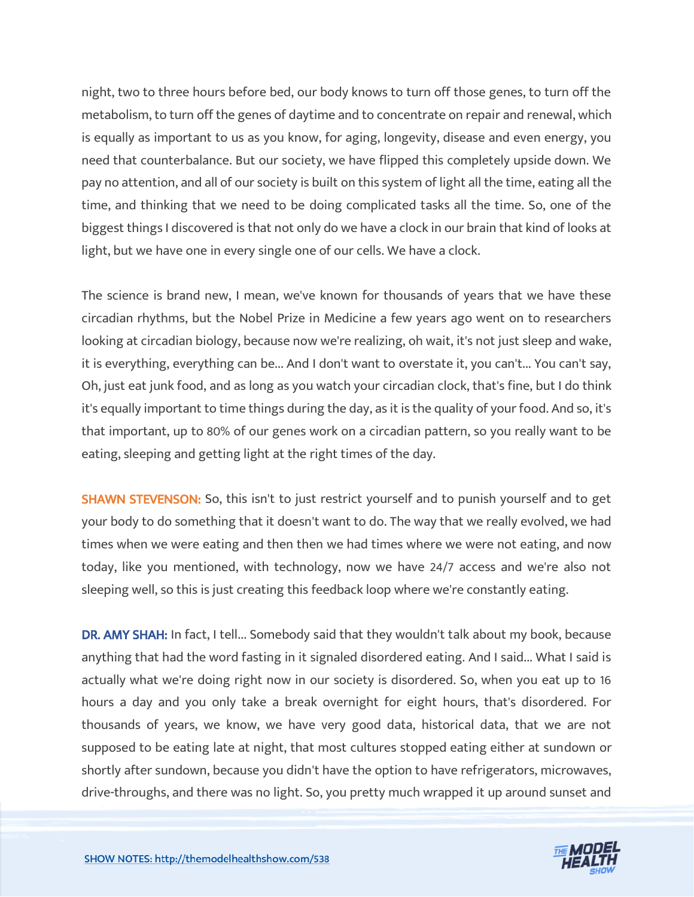night, two to three hours before bed, our body knows to turn off those genes, to turn off the metabolism, to turn off the genes of daytime and to concentrate on repair and renewal, which is equally as important to us as you know, for aging, longevity, disease and even energy, you need that counterbalance. But our society, we have flipped this completely upside down. We pay no attention, and all of our society is built on this system of light all the time, eating all the time, and thinking that we need to be doing complicated tasks all the time. So, one of the biggest things I discovered is that not only do we have a clock in our brain that kind of looks at light, but we have one in every single one of our cells. We have a clock.

The science is brand new, I mean, we've known for thousands of years that we have these circadian rhythms, but the Nobel Prize in Medicine a few years ago went on to researchers looking at circadian biology, because now we're realizing, oh wait, it's not just sleep and wake, it is everything, everything can be... And I don't want to overstate it, you can't... You can't say, Oh, just eat junk food, and as long as you watch your circadian clock, that's fine, but I do think it's equally important to time things during the day, as it is the quality of your food. And so, it's that important, up to 80% of our genes work on a circadian pattern, so you really want to be eating, sleeping and getting light at the right times of the day.

**SHAWN STEVENSON:** So, this isn't to just restrict yourself and to punish yourself and to get your body to do something that it doesn't want to do. The way that we really evolved, we had times when we were eating and then then we had times where we were not eating, and now today, like you mentioned, with technology, now we have 24/7 access and we're also not sleeping well, so this is just creating this feedback loop where we're constantly eating.

**DR. AMY SHAH:** In fact, I tell... Somebody said that they wouldn't talk about my book, because anything that had the word fasting in it signaled disordered eating. And I said... What I said is actually what we're doing right now in our society is disordered. So, when you eat up to 16 hours a day and you only take a break overnight for eight hours, that's disordered. For thousands of years, we know, we have very good data, historical data, that we are not supposed to be eating late at night, that most cultures stopped eating either at sundown or shortly after sundown, because you didn't have the option to have refrigerators, microwaves, drive-throughs, and there was no light. So, you pretty much wrapped it up around sunset and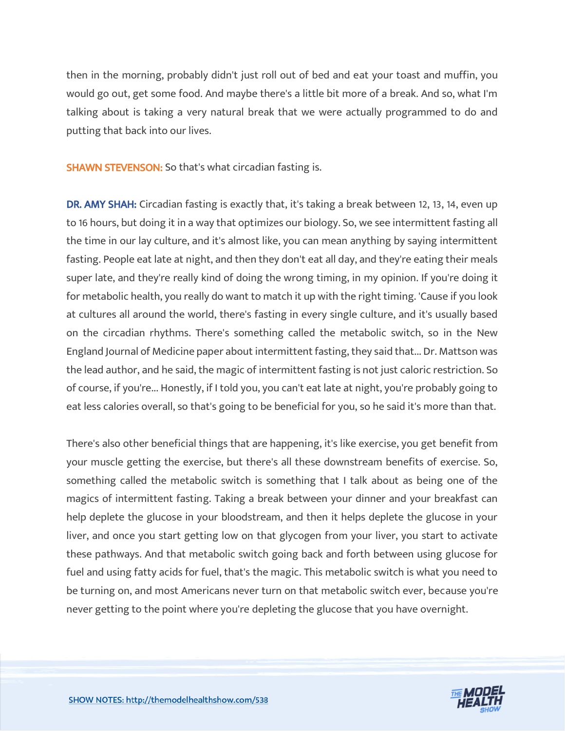then in the morning, probably didn't just roll out of bed and eat your toast and muffin, you would go out, get some food. And maybe there's a little bit more of a break. And so, what I'm talking about is taking a very natural break that we were actually programmed to do and putting that back into our lives.

**SHAWN STEVENSON:** So that's what circadian fasting is.

**DR. AMY SHAH:** Circadian fasting is exactly that, it's taking a break between 12, 13, 14, even up to 16 hours, but doing it in a way that optimizes our biology. So, we see intermittent fasting all the time in our lay culture, and it's almost like, you can mean anything by saying intermittent fasting. People eat late at night, and then they don't eat all day, and they're eating their meals super late, and they're really kind of doing the wrong timing, in my opinion. If you're doing it for metabolic health, you really do want to match it up with the right timing. 'Cause if you look at cultures all around the world, there's fasting in every single culture, and it's usually based on the circadian rhythms. There's something called the metabolic switch, so in the New England Journal of Medicine paper about intermittent fasting, they said that... Dr. Mattson was the lead author, and he said, the magic of intermittent fasting is not just caloric restriction. So of course, if you're... Honestly, if I told you, you can't eat late at night, you're probably going to eat less calories overall, so that's going to be beneficial for you, so he said it's more than that.

There's also other beneficial things that are happening, it's like exercise, you get benefit from your muscle getting the exercise, but there's all these downstream benefits of exercise. So, something called the metabolic switch is something that I talk about as being one of the magics of intermittent fasting. Taking a break between your dinner and your breakfast can help deplete the glucose in your bloodstream, and then it helps deplete the glucose in your liver, and once you start getting low on that glycogen from your liver, you start to activate these pathways. And that metabolic switch going back and forth between using glucose for fuel and using fatty acids for fuel, that's the magic. This metabolic switch is what you need to be turning on, and most Americans never turn on that metabolic switch ever, because you're never getting to the point where you're depleting the glucose that you have overnight.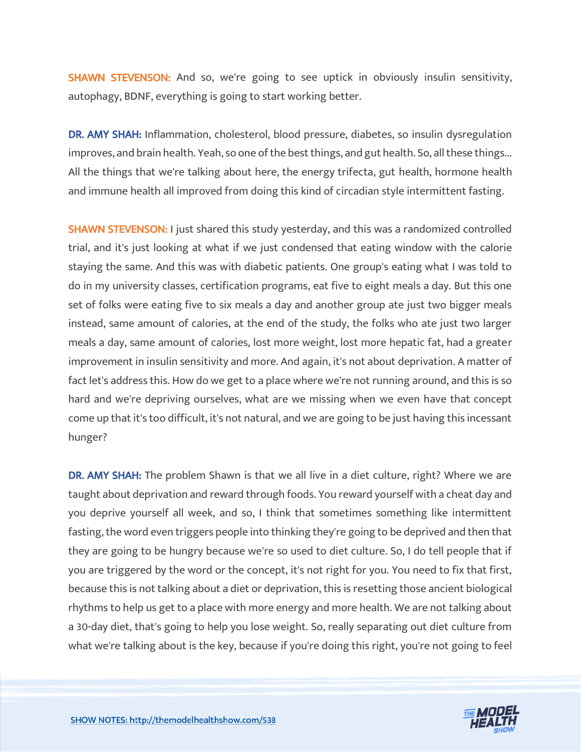**SHAWN STEVENSON:** And so, we're going to see uptick in obviously insulin sensitivity, autophagy, BDNF, everything is going to start working better.

**DR. AMY SHAH:** Inflammation, cholesterol, blood pressure, diabetes, so insulin dysregulation improves, and brain health. Yeah, so one of the best things, and gut health. So, all these things... All the things that we're talking about here, the energy trifecta, gut health, hormone health and immune health all improved from doing this kind of circadian style intermittent fasting.

**SHAWN STEVENSON:** I just shared this study yesterday, and this was a randomized controlled trial, and it's just looking at what if we just condensed that eating window with the calorie staying the same. And this was with diabetic patients. One group's eating what I was told to do in my university classes, certification programs, eat five to eight meals a day. But this one set of folks were eating five to six meals a day and another group ate just two bigger meals instead, same amount of calories, at the end of the study, the folks who ate just two larger meals a day, same amount of calories, lost more weight, lost more hepatic fat, had a greater improvement in insulin sensitivity and more. And again, it's not about deprivation. A matter of fact let's address this. How do we get to a place where we're not running around, and this is so hard and we're depriving ourselves, what are we missing when we even have that concept come up that it's too difficult, it's not natural, and we are going to be just having this incessant hunger?

**DR. AMY SHAH:** The problem Shawn is that we all live in a diet culture, right? Where we are taught about deprivation and reward through foods. You reward yourself with a cheat day and you deprive yourself all week, and so, I think that sometimes something like intermittent fasting, the word even triggers people into thinking they're going to be deprived and then that they are going to be hungry because we're so used to diet culture. So, I do tell people that if you are triggered by the word or the concept, it's not right for you. You need to fix that first, because this is not talking about a diet or deprivation, this is resetting those ancient biological rhythms to help us get to a place with more energy and more health. We are not talking about a 30-day diet, that's going to help you lose weight. So, really separating out diet culture from what we're talking about is the key, because if you're doing this right, you're not going to feel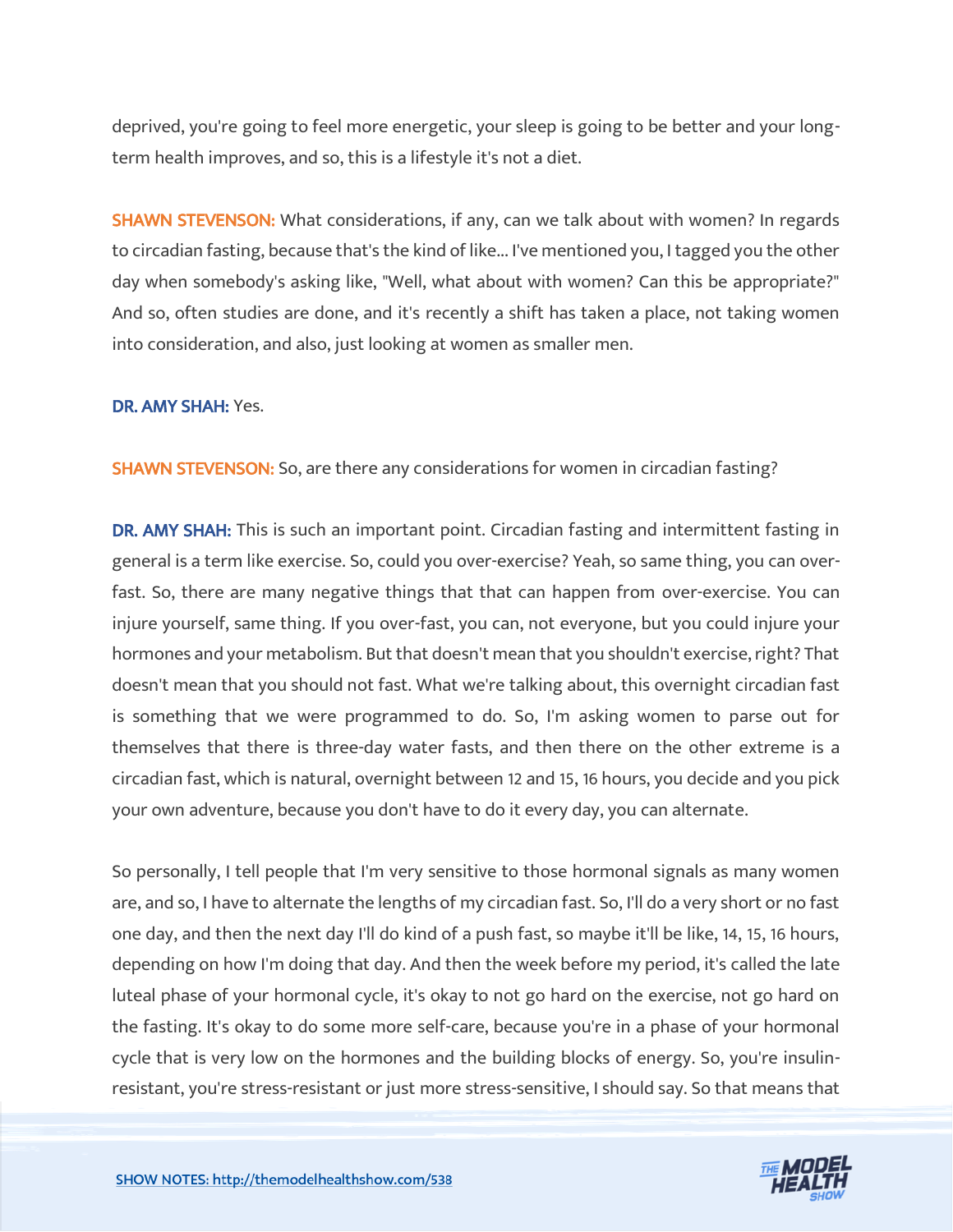deprived, you're going to feel more energetic, your sleep is going to be better and your long-term health improves, and so, this is a lifestyle it's not a diet.

**SHAWN STEVENSON:** What considerations, if any, can we talk about with women? In regards to circadian fasting, because that's the kind of like... I've mentioned you, I tagged you the other day when somebody's asking like, "Well, what about with women? Can this be appropriate?" And so, often studies are done, and it's recently a shift has taken a place, not taking women into consideration, and also, just looking at women as smaller men.

**DR. AMY SHAH:** Yes.

**SHAWN STEVENSON:** So, are there any considerations for women in circadian fasting?

**DR. AMY SHAH:** This is such an important point. Circadian fasting and intermittent fasting in general is a term like exercise. So, could you over-exercise? Yeah, so same thing, you can over-fast. So, there are many negative things that that can happen from over-exercise. You can injure yourself, same thing. If you over-fast, you can, not everyone, but you could injure your hormones and your metabolism. But that doesn't mean that you shouldn't exercise, right? That doesn't mean that you should not fast. What we're talking about, this overnight circadian fast is something that we were programmed to do. So, I'm asking women to parse out for themselves that there is three-day water fasts, and then there on the other extreme is a circadian fast, which is natural, overnight between 12 and 15, 16 hours, you decide and you pick your own adventure, because you don't have to do it every day, you can alternate.

So personally, I tell people that I'm very sensitive to those hormonal signals as many women are, and so, I have to alternate the lengths of my circadian fast. So, I'll do a very short or no fast one day, and then the next day I'll do kind of a push fast, so maybe it'll be like, 14, 15, 16 hours, depending on how I'm doing that day. And then the week before my period, it's called the late luteal phase of your hormonal cycle, it's okay to not go hard on the exercise, not go hard on the fasting. It's okay to do some more self-care, because you're in a phase of your hormonal cycle that is very low on the hormones and the building blocks of energy. So, you're insulin-resistant, you're stress-resistant or just more stress-sensitive, I should say. So that means that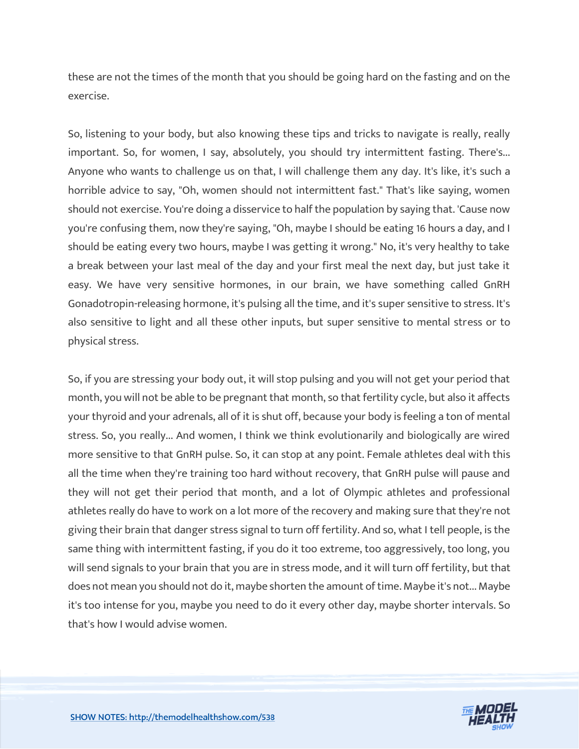these are not the times of the month that you should be going hard on the fasting and on the exercise.

So, listening to your body, but also knowing these tips and tricks to navigate is really, really important. So, for women, I say, absolutely, you should try intermittent fasting. There's... Anyone who wants to challenge us on that, I will challenge them any day. It's like, it's such a horrible advice to say, "Oh, women should not intermittent fast." That's like saying, women should not exercise. You're doing a disservice to half the population by saying that. 'Cause now you're confusing them, now they're saying, "Oh, maybe I should be eating 16 hours a day, and I should be eating every two hours, maybe I was getting it wrong." No, it's very healthy to take a break between your last meal of the day and your first meal the next day, but just take it easy. We have very sensitive hormones, in our brain, we have something called GnRH Gonadotropin-releasing hormone, it's pulsing all the time, and it's super sensitive to stress. It's also sensitive to light and all these other inputs, but super sensitive to mental stress or to physical stress.

So, if you are stressing your body out, it will stop pulsing and you will not get your period that month, you will not be able to be pregnant that month, so that fertility cycle, but also it affects your thyroid and your adrenals, all of it is shut off, because your body is feeling a ton of mental stress. So, you really... And women, I think we think evolutionarily and biologically are wired more sensitive to that GnRH pulse. So, it can stop at any point. Female athletes deal with this all the time when they're training too hard without recovery, that GnRH pulse will pause and they will not get their period that month, and a lot of Olympic athletes and professional athletes really do have to work on a lot more of the recovery and making sure that they're not giving their brain that danger stress signal to turn off fertility. And so, what I tell people, is the same thing with intermittent fasting, if you do it too extreme, too aggressively, too long, you will send signals to your brain that you are in stress mode, and it will turn off fertility, but that does not mean you should not do it, maybe shorten the amount of time. Maybe it's not... Maybe it's too intense for you, maybe you need to do it every other day, maybe shorter intervals. So that's how I would advise women.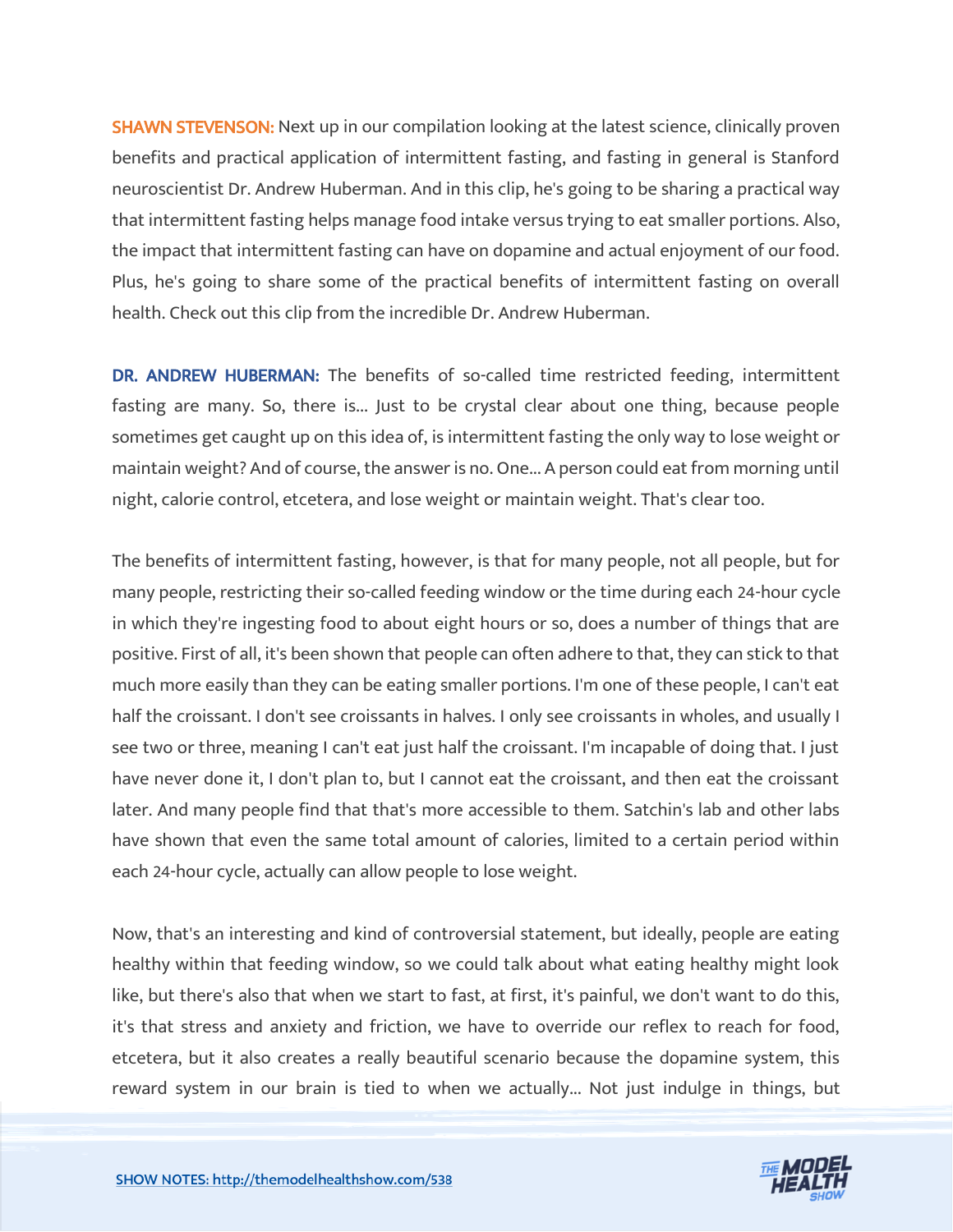**SHAWN STEVENSON:** Next up in our compilation looking at the latest science, clinically proven benefits and practical application of intermittent fasting, and fasting in general is Stanford neuroscientist Dr. Andrew Huberman. And in this clip, he's going to be sharing a practical way that intermittent fasting helps manage food intake versus trying to eat smaller portions. Also, the impact that intermittent fasting can have on dopamine and actual enjoyment of our food. Plus, he's going to share some of the practical benefits of intermittent fasting on overall health. Check out this clip from the incredible Dr. Andrew Huberman.

**DR. ANDREW HUBERMAN:** The benefits of so-called time restricted feeding, intermittent fasting are many. So, there is... Just to be crystal clear about one thing, because people sometimes get caught up on this idea of, is intermittent fasting the only way to lose weight or maintain weight? And of course, the answer is no. One... A person could eat from morning until night, calorie control, etcetera, and lose weight or maintain weight. That's clear too.

The benefits of intermittent fasting, however, is that for many people, not all people, but for many people, restricting their so-called feeding window or the time during each 24-hour cycle in which they're ingesting food to about eight hours or so, does a number of things that are positive. First of all, it's been shown that people can often adhere to that, they can stick to that much more easily than they can be eating smaller portions. I'm one of these people, I can't eat half the croissant. I don't see croissants in halves. I only see croissants in wholes, and usually I see two or three, meaning I can't eat just half the croissant. I'm incapable of doing that. I just have never done it, I don't plan to, but I cannot eat the croissant, and then eat the croissant later. And many people find that that's more accessible to them. Satchin's lab and other labs have shown that even the same total amount of calories, limited to a certain period within each 24-hour cycle, actually can allow people to lose weight.

Now, that's an interesting and kind of controversial statement, but ideally, people are eating healthy within that feeding window, so we could talk about what eating healthy might look like, but there's also that when we start to fast, at first, it's painful, we don't want to do this, it's that stress and anxiety and friction, we have to override our reflex to reach for food, etcetera, but it also creates a really beautiful scenario because the dopamine system, this reward system in our brain is tied to when we actually... Not just indulge in things, but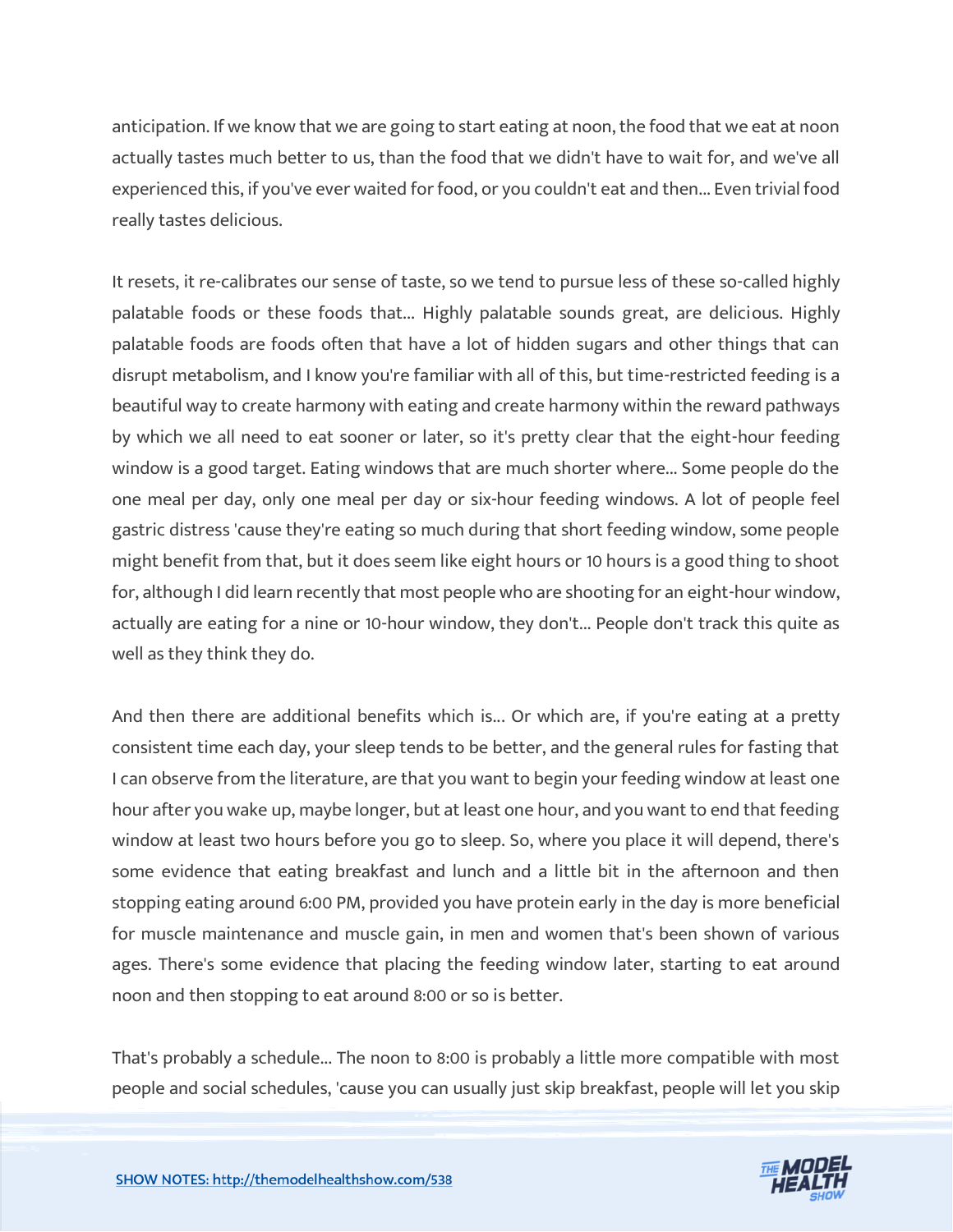anticipation. If we know that we are going to start eating at noon, the food that we eat at noon actually tastes much better to us, than the food that we didn't have to wait for, and we've all experienced this, if you've ever waited for food, or you couldn't eat and then... Even trivial food really tastes delicious.

It resets, it re-calibrates our sense of taste, so we tend to pursue less of these so-called highly palatable foods or these foods that... Highly palatable sounds great, are delicious. Highly palatable foods are foods often that have a lot of hidden sugars and other things that can disrupt metabolism, and I know you're familiar with all of this, but time-restricted feeding is a beautiful way to create harmony with eating and create harmony within the reward pathways by which we all need to eat sooner or later, so it's pretty clear that the eight-hour feeding window is a good target. Eating windows that are much shorter where... Some people do the one meal per day, only one meal per day or six-hour feeding windows. A lot of people feel gastric distress 'cause they're eating so much during that short feeding window, some people might benefit from that, but it does seem like eight hours or 10 hours is a good thing to shoot for, although I did learn recently that most people who are shooting for an eight-hour window, actually are eating for a nine or 10-hour window, they don't... People don't track this quite as well as they think they do.

And then there are additional benefits which is... Or which are, if you're eating at a pretty consistent time each day, your sleep tends to be better, and the general rules for fasting that I can observe from the literature, are that you want to begin your feeding window at least one hour after you wake up, maybe longer, but at least one hour, and you want to end that feeding window at least two hours before you go to sleep. So, where you place it will depend, there's some evidence that eating breakfast and lunch and a little bit in the afternoon and then stopping eating around 6:00 PM, provided you have protein early in the day is more beneficial for muscle maintenance and muscle gain, in men and women that's been shown of various ages. There's some evidence that placing the feeding window later, starting to eat around noon and then stopping to eat around 8:00 or so is better.

That's probably a schedule... The noon to 8:00 is probably a little more compatible with most people and social schedules, 'cause you can usually just skip breakfast, people will let you skip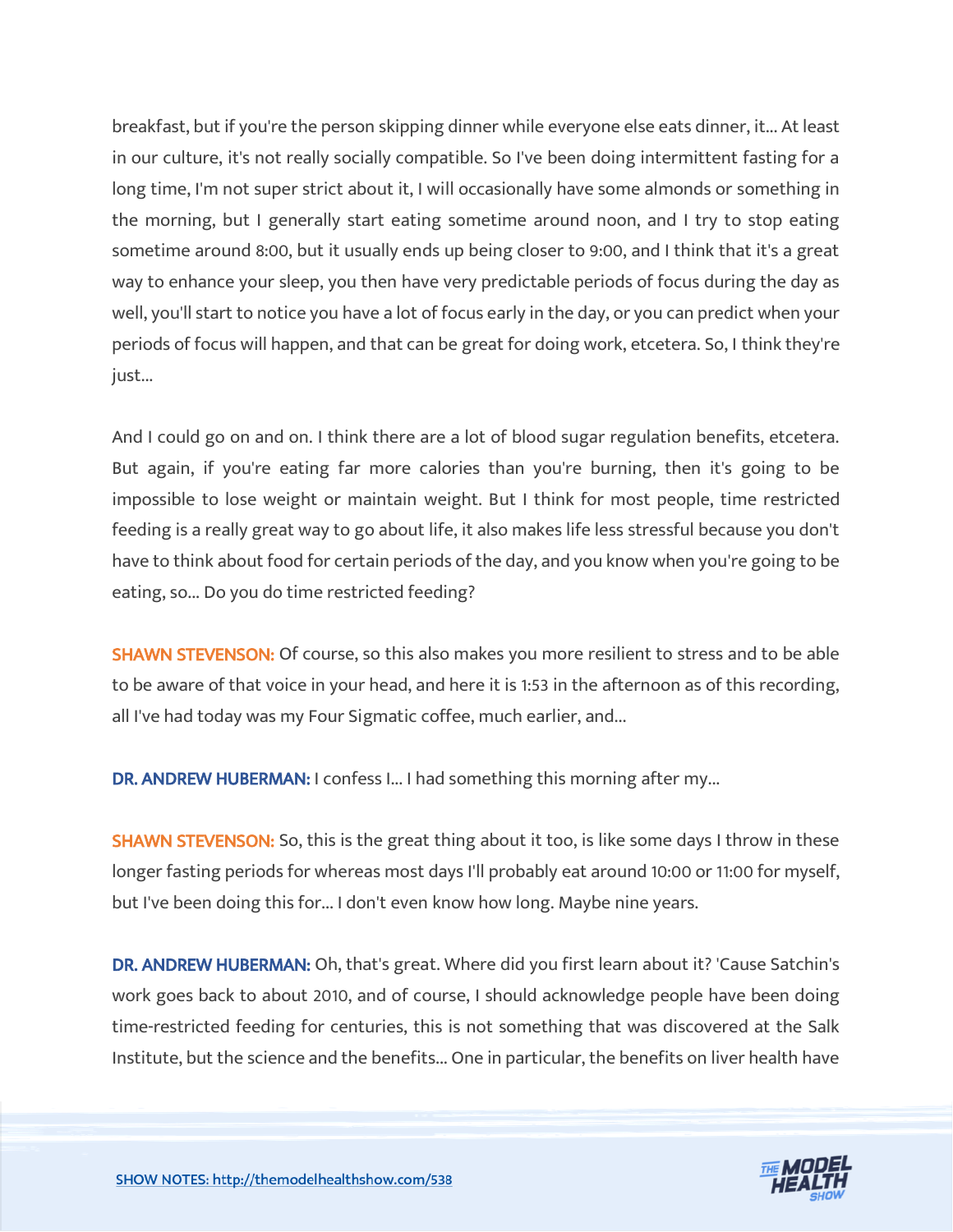breakfast, but if you're the person skipping dinner while everyone else eats dinner, it... At least in our culture, it's not really socially compatible. So I've been doing intermittent fasting for a long time, I'm not super strict about it, I will occasionally have some almonds or something in the morning, but I generally start eating sometime around noon, and I try to stop eating sometime around 8:00, but it usually ends up being closer to 9:00, and I think that it's a great way to enhance your sleep, you then have very predictable periods of focus during the day as well, you'll start to notice you have a lot of focus early in the day, or you can predict when your periods of focus will happen, and that can be great for doing work, etcetera. So, I think they're just...

And I could go on and on. I think there are a lot of blood sugar regulation benefits, etcetera. But again, if you're eating far more calories than you're burning, then it's going to be impossible to lose weight or maintain weight. But I think for most people, time restricted feeding is a really great way to go about life, it also makes life less stressful because you don't have to think about food for certain periods of the day, and you know when you're going to be eating, so... Do you do time restricted feeding?

**SHAWN STEVENSON:** Of course, so this also makes you more resilient to stress and to be able to be aware of that voice in your head, and here it is 1:53 in the afternoon as of this recording, all I've had today was my Four Sigmatic coffee, much earlier, and...

**DR. ANDREW HUBERMAN:** I confess I... I had something this morning after my...

**SHAWN STEVENSON:** So, this is the great thing about it too, is like some days I throw in these longer fasting periods for whereas most days I'll probably eat around 10:00 or 11:00 for myself, but I've been doing this for... I don't even know how long. Maybe nine years.

**DR. ANDREW HUBERMAN:** Oh, that's great. Where did you first learn about it? 'Cause Satchin's work goes back to about 2010, and of course, I should acknowledge people have been doing time-restricted feeding for centuries, this is not something that was discovered at the Salk Institute, but the science and the benefits... One in particular, the benefits on liver health have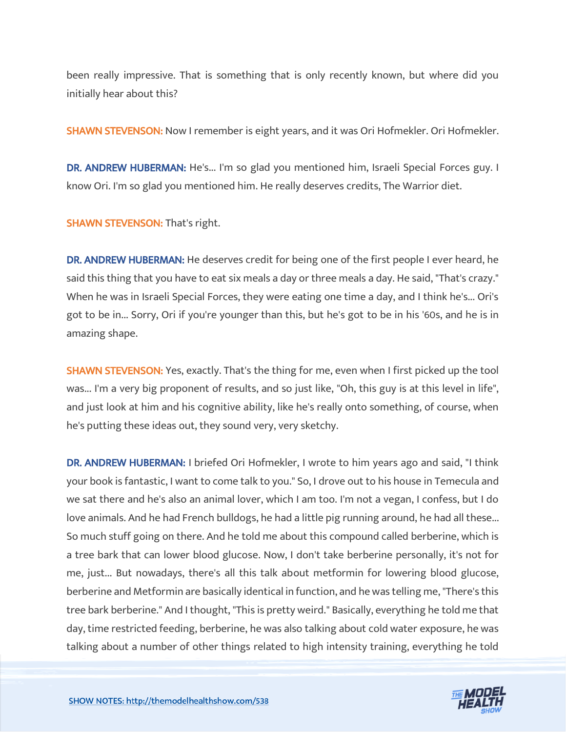been really impressive. That is something that is only recently known, but where did you initially hear about this?

**SHAWN STEVENSON:** Now I remember is eight years, and it was Ori Hofmekler. Ori Hofmekler.

**DR. ANDREW HUBERMAN:** He's... I'm so glad you mentioned him, Israeli Special Forces guy. I know Ori. I'm so glad you mentioned him. He really deserves credits, The Warrior diet.

**SHAWN STEVENSON:** That's right.

**DR. ANDREW HUBERMAN:** He deserves credit for being one of the first people I ever heard, he said this thing that you have to eat six meals a day or three meals a day. He said, "That's crazy." When he was in Israeli Special Forces, they were eating one time a day, and I think he's... Ori's got to be in... Sorry, Ori if you're younger than this, but he's got to be in his '60s, and he is in amazing shape.

**SHAWN STEVENSON:** Yes, exactly. That's the thing for me, even when I first picked up the tool was... I'm a very big proponent of results, and so just like, "Oh, this guy is at this level in life", and just look at him and his cognitive ability, like he's really onto something, of course, when he's putting these ideas out, they sound very, very sketchy.

**DR. ANDREW HUBERMAN:** I briefed Ori Hofmekler, I wrote to him years ago and said, "I think your book is fantastic, I want to come talk to you." So, I drove out to his house in Temecula and we sat there and he's also an animal lover, which I am too. I'm not a vegan, I confess, but I do love animals. And he had French bulldogs, he had a little pig running around, he had all these... So much stuff going on there. And he told me about this compound called berberine, which is a tree bark that can lower blood glucose. Now, I don't take berberine personally, it's not for me, just... But nowadays, there's all this talk about metformin for lowering blood glucose, berberine and Metformin are basically identical in function, and he was telling me, "There's this tree bark berberine." And I thought, "This is pretty weird." Basically, everything he told me that day, time restricted feeding, berberine, he was also talking about cold water exposure, he was talking about a number of other things related to high intensity training, everything he told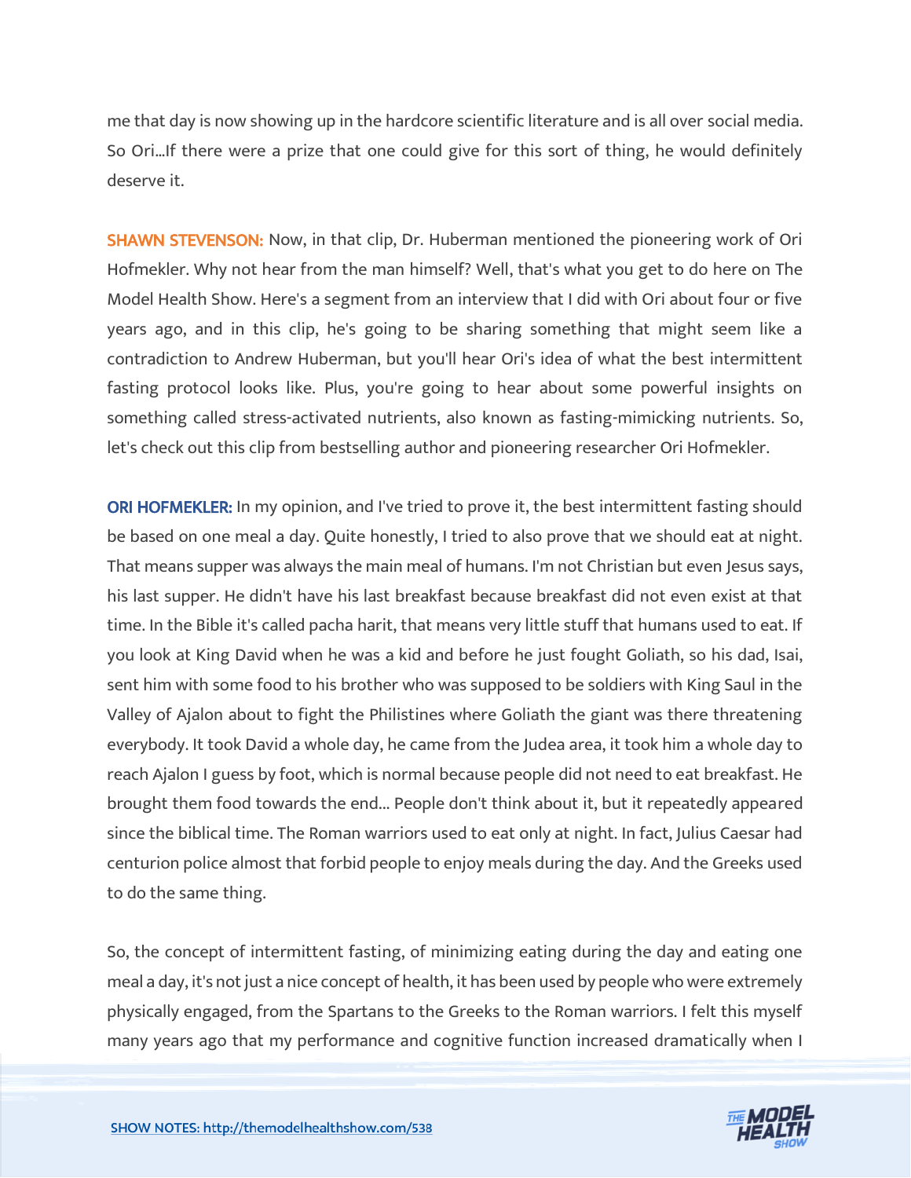me that day is now showing up in the hardcore scientific literature and is all over social media. So Ori...If there were a prize that one could give for this sort of thing, he would definitely deserve it.

**SHAWN STEVENSON:** Now, in that clip, Dr. Huberman mentioned the pioneering work of Ori Hofmekler. Why not hear from the man himself? Well, that's what you get to do here on The Model Health Show. Here's a segment from an interview that I did with Ori about four or five years ago, and in this clip, he's going to be sharing something that might seem like a contradiction to Andrew Huberman, but you'll hear Ori's idea of what the best intermittent fasting protocol looks like. Plus, you're going to hear about some powerful insights on something called stress-activated nutrients, also known as fasting-mimicking nutrients. So, let's check out this clip from bestselling author and pioneering researcher Ori Hofmekler.

**ORI HOFMEKLER:** In my opinion, and I've tried to prove it, the best intermittent fasting should be based on one meal a day. Quite honestly, I tried to also prove that we should eat at night. That means supper was always the main meal of humans. I'm not Christian but even Jesus says, his last supper. He didn't have his last breakfast because breakfast did not even exist at that time. In the Bible it's called pacha harit, that means very little stuff that humans used to eat. If you look at King David when he was a kid and before he just fought Goliath, so his dad, Isai, sent him with some food to his brother who was supposed to be soldiers with King Saul in the Valley of Ajalon about to fight the Philistines where Goliath the giant was there threatening everybody. It took David a whole day, he came from the Judea area, it took him a whole day to reach Ajalon I guess by foot, which is normal because people did not need to eat breakfast. He brought them food towards the end... People don't think about it, but it repeatedly appeared since the biblical time. The Roman warriors used to eat only at night. In fact, Julius Caesar had centurion police almost that forbid people to enjoy meals during the day. And the Greeks used to do the same thing.

So, the concept of intermittent fasting, of minimizing eating during the day and eating one meal a day, it's not just a nice concept of health, it has been used by people who were extremely physically engaged, from the Spartans to the Greeks to the Roman warriors. I felt this myself many years ago that my performance and cognitive function increased dramatically when I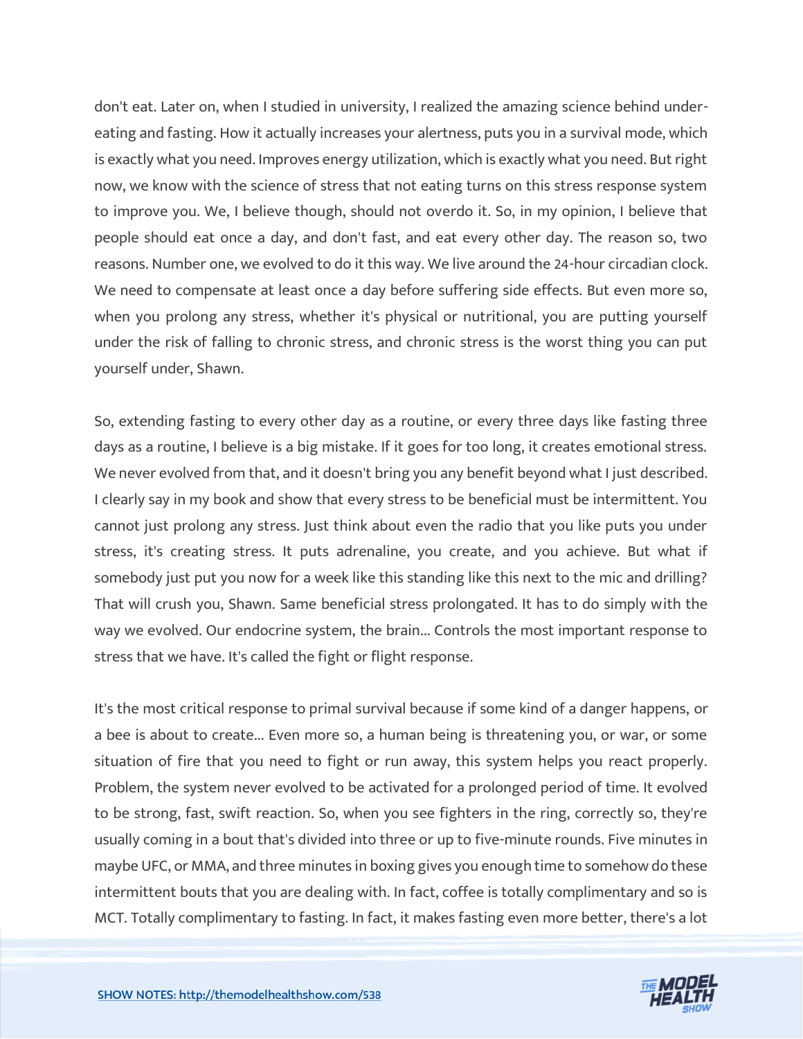don't eat. Later on, when I studied in university, I realized the amazing science behind under-eating and fasting. How it actually increases your alertness, puts you in a survival mode, which is exactly what you need. Improves energy utilization, which is exactly what you need. But right now, we know with the science of stress that not eating turns on this stress response system to improve you. We, I believe though, should not overdo it. So, in my opinion, I believe that people should eat once a day, and don't fast, and eat every other day. The reason so, two reasons. Number one, we evolved to do it this way. We live around the 24-hour circadian clock. We need to compensate at least once a day before suffering side effects. But even more so, when you prolong any stress, whether it's physical or nutritional, you are putting yourself under the risk of falling to chronic stress, and chronic stress is the worst thing you can put yourself under, Shawn.

So, extending fasting to every other day as a routine, or every three days like fasting three days as a routine, I believe is a big mistake. If it goes for too long, it creates emotional stress. We never evolved from that, and it doesn't bring you any benefit beyond what I just described. I clearly say in my book and show that every stress to be beneficial must be intermittent. You cannot just prolong any stress. Just think about even the radio that you like puts you under stress, it's creating stress. It puts adrenaline, you create, and you achieve. But what if somebody just put you now for a week like this standing like this next to the mic and drilling? That will crush you, Shawn. Same beneficial stress prolongated. It has to do simply with the way we evolved. Our endocrine system, the brain... Controls the most important response to stress that we have. It's called the fight or flight response.

It's the most critical response to primal survival because if some kind of a danger happens, or a bee is about to create... Even more so, a human being is threatening you, or war, or some situation of fire that you need to fight or run away, this system helps you react properly. Problem, the system never evolved to be activated for a prolonged period of time. It evolved to be strong, fast, swift reaction. So, when you see fighters in the ring, correctly so, they're usually coming in a bout that's divided into three or up to five-minute rounds. Five minutes in maybe UFC, or MMA, and three minutes in boxing gives you enough time to somehow do these intermittent bouts that you are dealing with. In fact, coffee is totally complimentary and so is MCT. Totally complimentary to fasting. In fact, it makes fasting even more better, there's a lot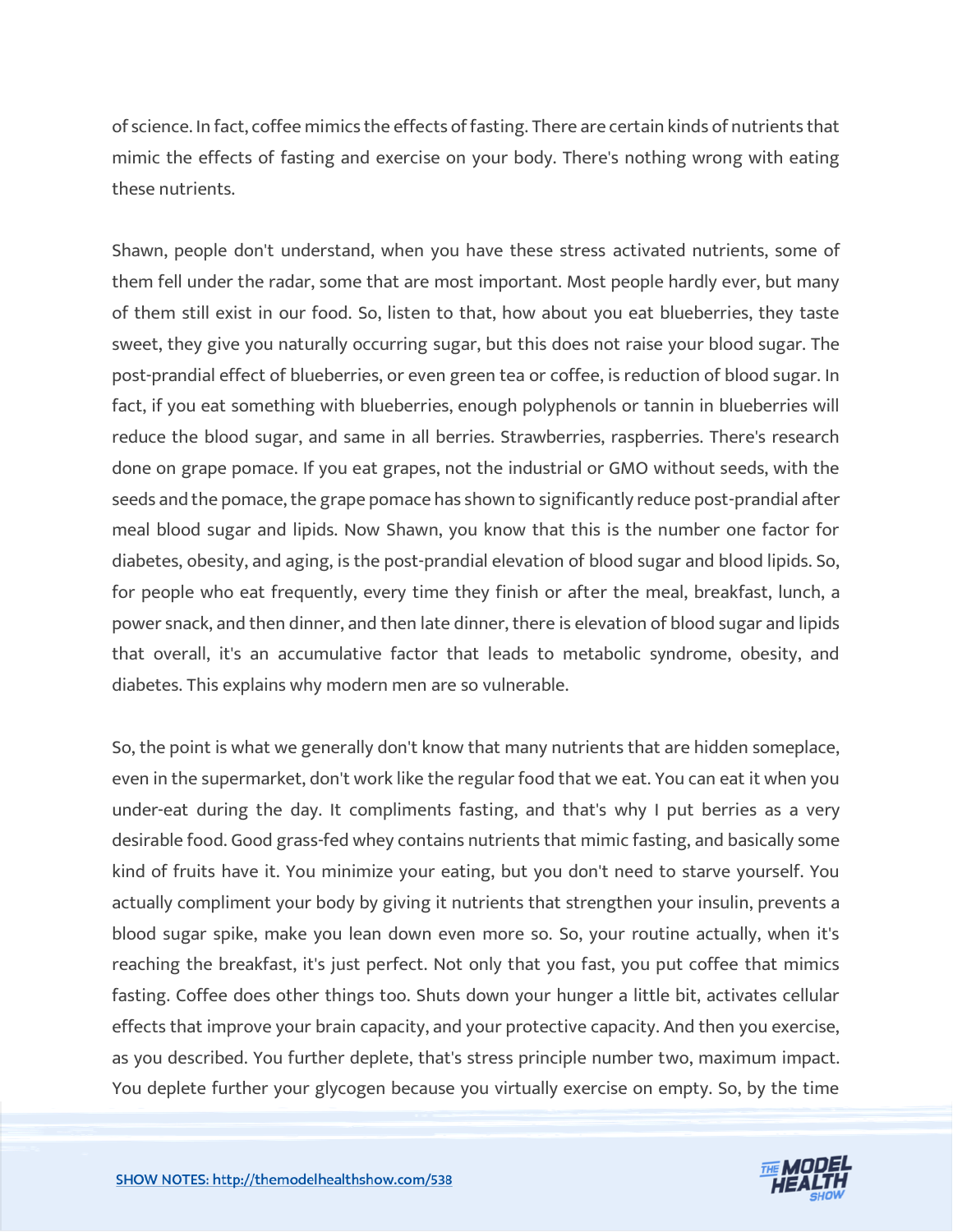of science. In fact, coffee mimics the effects of fasting. There are certain kinds of nutrients that mimic the effects of fasting and exercise on your body. There's nothing wrong with eating these nutrients.

Shawn, people don't understand, when you have these stress activated nutrients, some of them fell under the radar, some that are most important. Most people hardly ever, but many of them still exist in our food. So, listen to that, how about you eat blueberries, they taste sweet, they give you naturally occurring sugar, but this does not raise your blood sugar. The post-prandial effect of blueberries, or even green tea or coffee, is reduction of blood sugar. In fact, if you eat something with blueberries, enough polyphenols or tannin in blueberries will reduce the blood sugar, and same in all berries. Strawberries, raspberries. There's research done on grape pomace. If you eat grapes, not the industrial or GMO without seeds, with the seeds and the pomace, the grape pomace has shown to significantly reduce post-prandial after meal blood sugar and lipids. Now Shawn, you know that this is the number one factor for diabetes, obesity, and aging, is the post-prandial elevation of blood sugar and blood lipids. So, for people who eat frequently, every time they finish or after the meal, breakfast, lunch, a power snack, and then dinner, and then late dinner, there is elevation of blood sugar and lipids that overall, it's an accumulative factor that leads to metabolic syndrome, obesity, and diabetes. This explains why modern men are so vulnerable.

So, the point is what we generally don't know that many nutrients that are hidden someplace, even in the supermarket, don't work like the regular food that we eat. You can eat it when you under-eat during the day. It compliments fasting, and that's why I put berries as a very desirable food. Good grass-fed whey contains nutrients that mimic fasting, and basically some kind of fruits have it. You minimize your eating, but you don't need to starve yourself. You actually compliment your body by giving it nutrients that strengthen your insulin, prevents a blood sugar spike, make you lean down even more so. So, your routine actually, when it's reaching the breakfast, it's just perfect. Not only that you fast, you put coffee that mimics fasting. Coffee does other things too. Shuts down your hunger a little bit, activates cellular effects that improve your brain capacity, and your protective capacity. And then you exercise, as you described. You further deplete, that's stress principle number two, maximum impact. You deplete further your glycogen because you virtually exercise on empty. So, by the time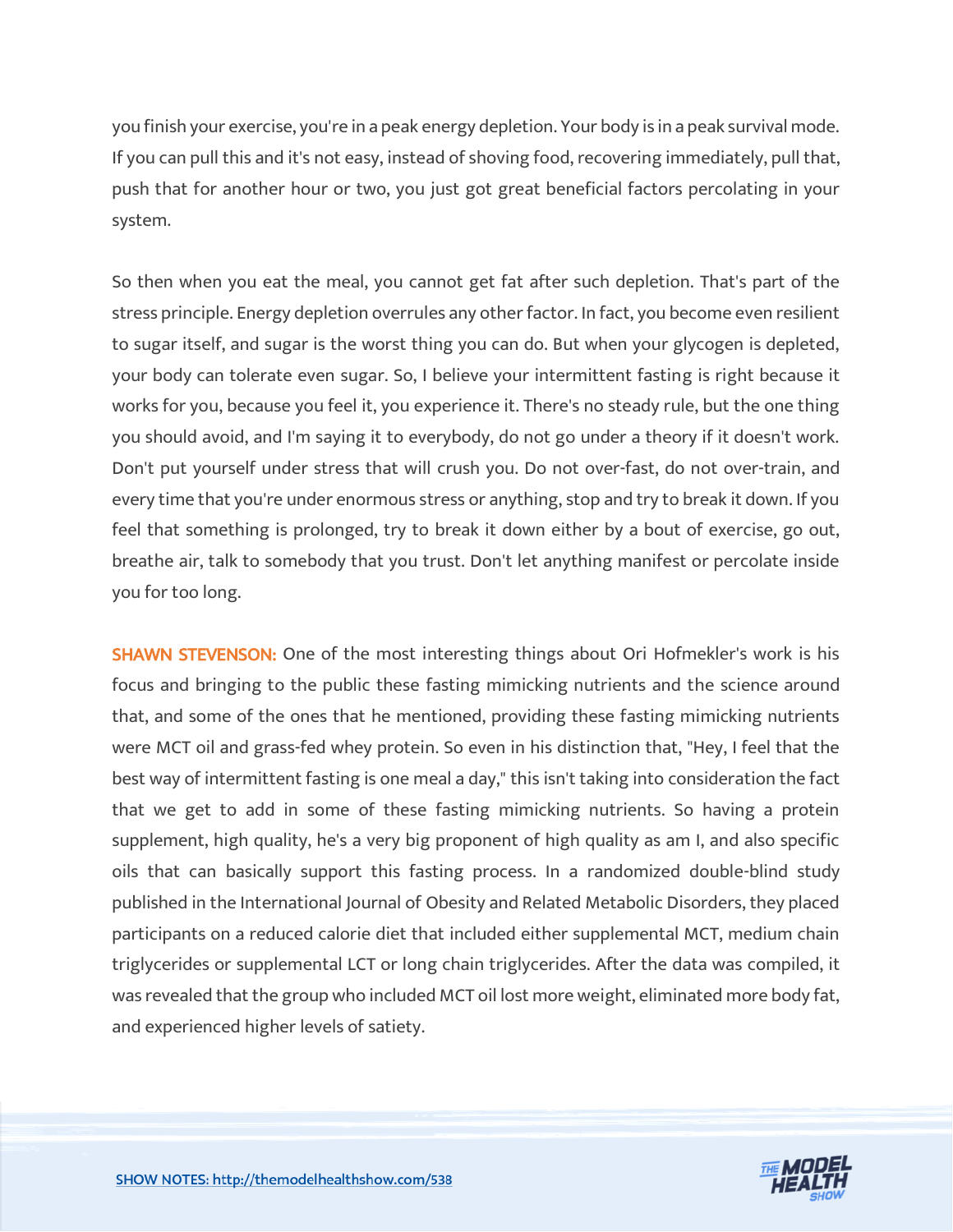you finish your exercise, you're in a peak energy depletion. Your body is in a peak survival mode. If you can pull this and it's not easy, instead of shoving food, recovering immediately, pull that, push that for another hour or two, you just got great beneficial factors percolating in your system.

So then when you eat the meal, you cannot get fat after such depletion. That's part of the stress principle. Energy depletion overrules any other factor. In fact, you become even resilient to sugar itself, and sugar is the worst thing you can do. But when your glycogen is depleted, your body can tolerate even sugar. So, I believe your intermittent fasting is right because it works for you, because you feel it, you experience it. There's no steady rule, but the one thing you should avoid, and I'm saying it to everybody, do not go under a theory if it doesn't work. Don't put yourself under stress that will crush you. Do not over-fast, do not over-train, and every time that you're under enormous stress or anything, stop and try to break it down. If you feel that something is prolonged, try to break it down either by a bout of exercise, go out, breathe air, talk to somebody that you trust. Don't let anything manifest or percolate inside you for too long.

**SHAWN STEVENSON:** One of the most interesting things about Ori Hofmekler's work is his focus and bringing to the public these fasting mimicking nutrients and the science around that, and some of the ones that he mentioned, providing these fasting mimicking nutrients were MCT oil and grass-fed whey protein. So even in his distinction that, "Hey, I feel that the best way of intermittent fasting is one meal a day," this isn't taking into consideration the fact that we get to add in some of these fasting mimicking nutrients. So having a protein supplement, high quality, he's a very big proponent of high quality as am I, and also specific oils that can basically support this fasting process. In a randomized double-blind study published in the International Journal of Obesity and Related Metabolic Disorders, they placed participants on a reduced calorie diet that included either supplemental MCT, medium chain triglycerides or supplemental LCT or long chain triglycerides. After the data was compiled, it was revealed that the group who included MCT oil lost more weight, eliminated more body fat, and experienced higher levels of satiety.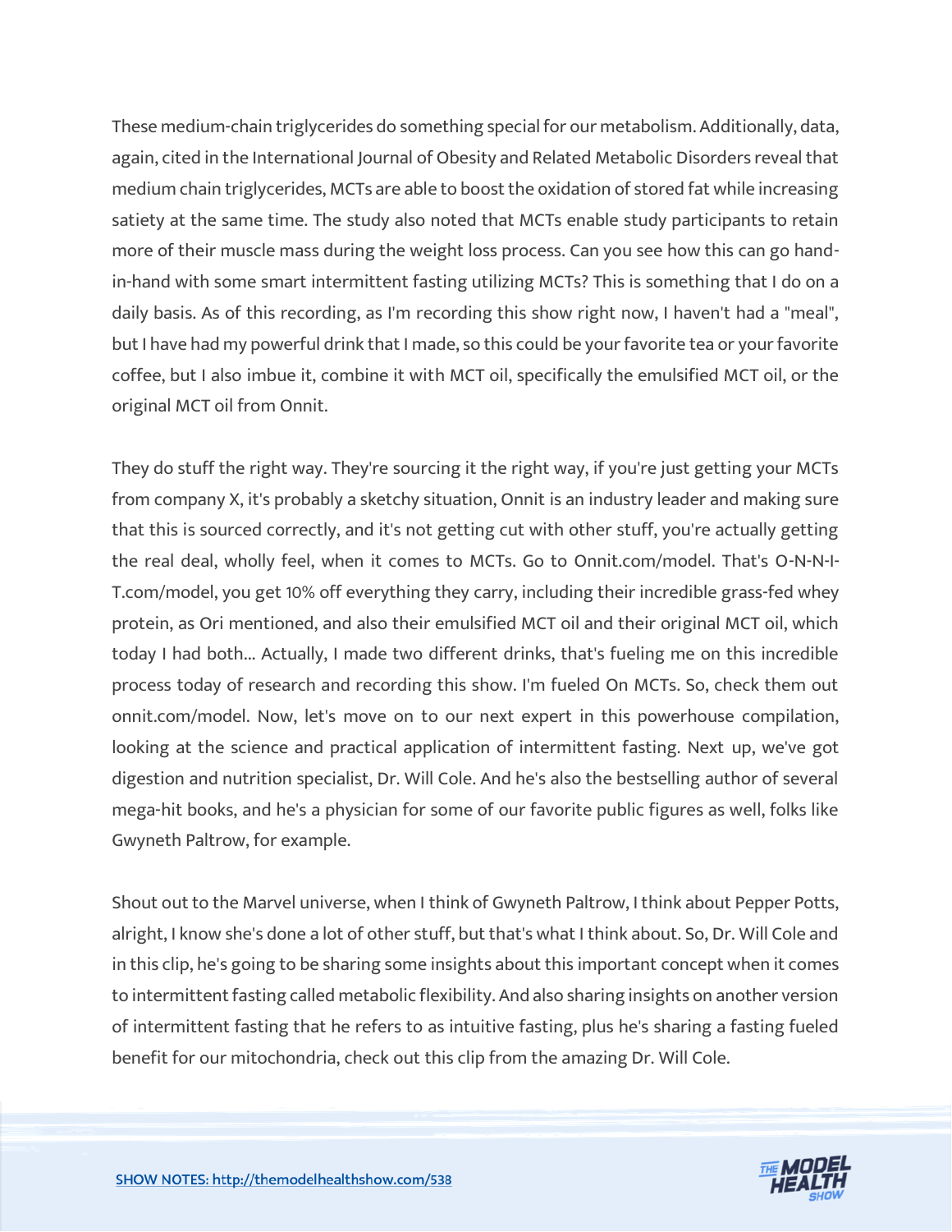These medium-chain triglycerides do something special for our metabolism. Additionally, data, again, cited in the International Journal of Obesity and Related Metabolic Disorders reveal that medium chain triglycerides, MCTs are able to boost the oxidation of stored fat while increasing satiety at the same time. The study also noted that MCTs enable study participants to retain more of their muscle mass during the weight loss process. Can you see how this can go hand-in-hand with some smart intermittent fasting utilizing MCTs? This is something that I do on a daily basis. As of this recording, as I'm recording this show right now, I haven't had a "meal", but I have had my powerful drink that I made, so this could be your favorite tea or your favorite coffee, but I also imbue it, combine it with MCT oil, specifically the emulsified MCT oil, or the original MCT oil from Onnit.

They do stuff the right way. They're sourcing it the right way, if you're just getting your MCTs from company X, it's probably a sketchy situation, Onnit is an industry leader and making sure that this is sourced correctly, and it's not getting cut with other stuff, you're actually getting the real deal, wholly feel, when it comes to MCTs. Go to Onnit.com/model. That's O-N-N-I-T.com/model, you get 10% off everything they carry, including their incredible grass-fed whey protein, as Ori mentioned, and also their emulsified MCT oil and their original MCT oil, which today I had both... Actually, I made two different drinks, that's fueling me on this incredible process today of research and recording this show. I'm fueled On MCTs. So, check them out onnit.com/model. Now, let's move on to our next expert in this powerhouse compilation, looking at the science and practical application of intermittent fasting. Next up, we've got digestion and nutrition specialist, Dr. Will Cole. And he's also the bestselling author of several mega-hit books, and he's a physician for some of our favorite public figures as well, folks like Gwyneth Paltrow, for example.

Shout out to the Marvel universe, when I think of Gwyneth Paltrow, I think about Pepper Potts, alright, I know she's done a lot of other stuff, but that's what I think about. So, Dr. Will Cole and in this clip, he's going to be sharing some insights about this important concept when it comes to intermittent fasting called metabolic flexibility. And also sharing insights on another version of intermittent fasting that he refers to as intuitive fasting, plus he's sharing a fasting fueled benefit for our mitochondria, check out this clip from the amazing Dr. Will Cole.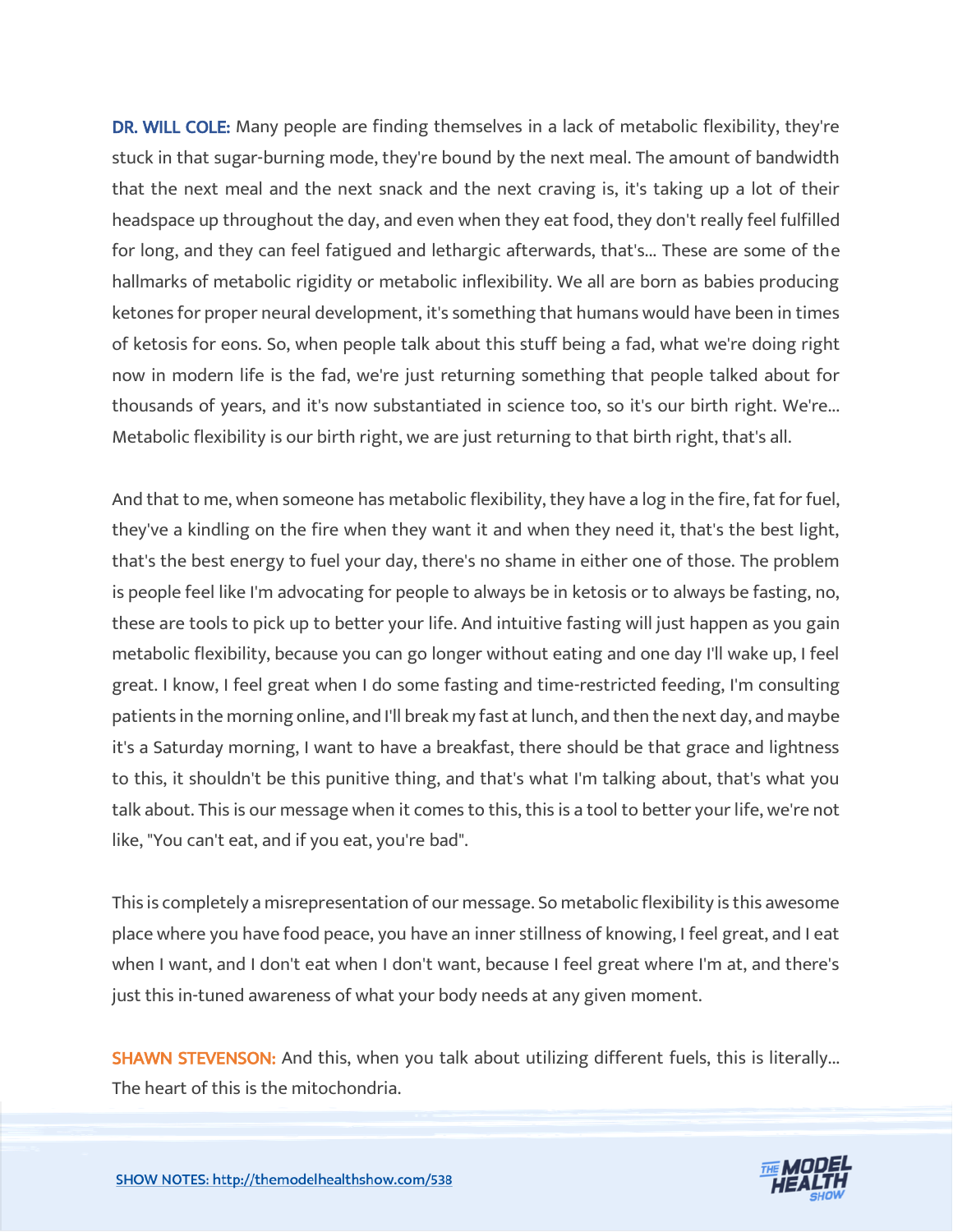**DR. WILL COLE:** Many people are finding themselves in a lack of metabolic flexibility, they're stuck in that sugar-burning mode, they're bound by the next meal. The amount of bandwidth that the next meal and the next snack and the next craving is, it's taking up a lot of their headspace up throughout the day, and even when they eat food, they don't really feel fulfilled for long, and they can feel fatigued and lethargic afterwards, that's... These are some of the hallmarks of metabolic rigidity or metabolic inflexibility. We all are born as babies producing ketones for proper neural development, it's something that humans would have been in times of ketosis for eons. So, when people talk about this stuff being a fad, what we're doing right now in modern life is the fad, we're just returning something that people talked about for thousands of years, and it's now substantiated in science too, so it's our birth right. We're... Metabolic flexibility is our birth right, we are just returning to that birth right, that's all.

And that to me, when someone has metabolic flexibility, they have a log in the fire, fat for fuel, they've a kindling on the fire when they want it and when they need it, that's the best light, that's the best energy to fuel your day, there's no shame in either one of those. The problem is people feel like I'm advocating for people to always be in ketosis or to always be fasting, no, these are tools to pick up to better your life. And intuitive fasting will just happen as you gain metabolic flexibility, because you can go longer without eating and one day I'll wake up, I feel great. I know, I feel great when I do some fasting and time-restricted feeding, I'm consulting patients in the morning online, and I'll break my fast at lunch, and then the next day, and maybe it's a Saturday morning, I want to have a breakfast, there should be that grace and lightness to this, it shouldn't be this punitive thing, and that's what I'm talking about, that's what you talk about. This is our message when it comes to this, this is a tool to better your life, we're not like, "You can't eat, and if you eat, you're bad".

This is completely a misrepresentation of our message. So metabolic flexibility is this awesome place where you have food peace, you have an inner stillness of knowing, I feel great, and I eat when I want, and I don't eat when I don't want, because I feel great where I'm at, and there's just this in-tuned awareness of what your body needs at any given moment.

**SHAWN STEVENSON:** And this, when you talk about utilizing different fuels, this is literally... The heart of this is the mitochondria.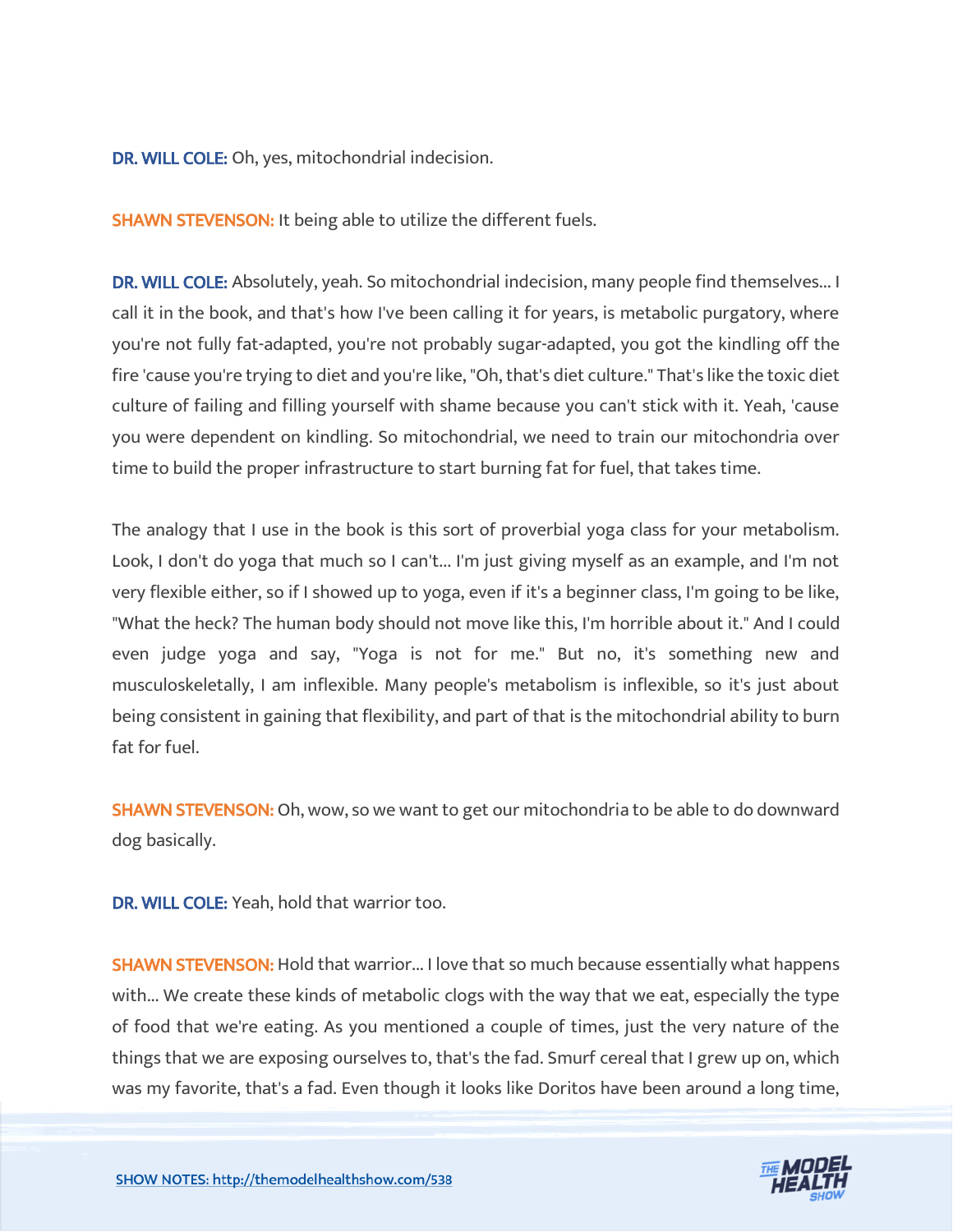**DR. WILL COLE:** Oh, yes, mitochondrial indecision.

**SHAWN STEVENSON:** It being able to utilize the different fuels.

**DR. WILL COLE:** Absolutely, yeah. So mitochondrial indecision, many people find themselves... I call it in the book, and that's how I've been calling it for years, is metabolic purgatory, where you're not fully fat-adapted, you're not probably sugar-adapted, you got the kindling off the fire 'cause you're trying to diet and you're like, "Oh, that's diet culture." That's like the toxic diet culture of failing and filling yourself with shame because you can't stick with it. Yeah, 'cause you were dependent on kindling. So mitochondrial, we need to train our mitochondria over time to build the proper infrastructure to start burning fat for fuel, that takes time.

The analogy that I use in the book is this sort of proverbial yoga class for your metabolism. Look, I don't do yoga that much so I can't... I'm just giving myself as an example, and I'm not very flexible either, so if I showed up to yoga, even if it's a beginner class, I'm going to be like, "What the heck? The human body should not move like this, I'm horrible about it." And I could even judge yoga and say, "Yoga is not for me." But no, it's something new and musculoskeletally, I am inflexible. Many people's metabolism is inflexible, so it's just about being consistent in gaining that flexibility, and part of that is the mitochondrial ability to burn fat for fuel.

**SHAWN STEVENSON:** Oh, wow, so we want to get our mitochondria to be able to do downward dog basically.

**DR. WILL COLE:** Yeah, hold that warrior too.

**SHAWN STEVENSON:** Hold that warrior... I love that so much because essentially what happens with... We create these kinds of metabolic clogs with the way that we eat, especially the type of food that we're eating. As you mentioned a couple of times, just the very nature of the things that we are exposing ourselves to, that's the fad. Smurf cereal that I grew up on, which was my favorite, that's a fad. Even though it looks like Doritos have been around a long time,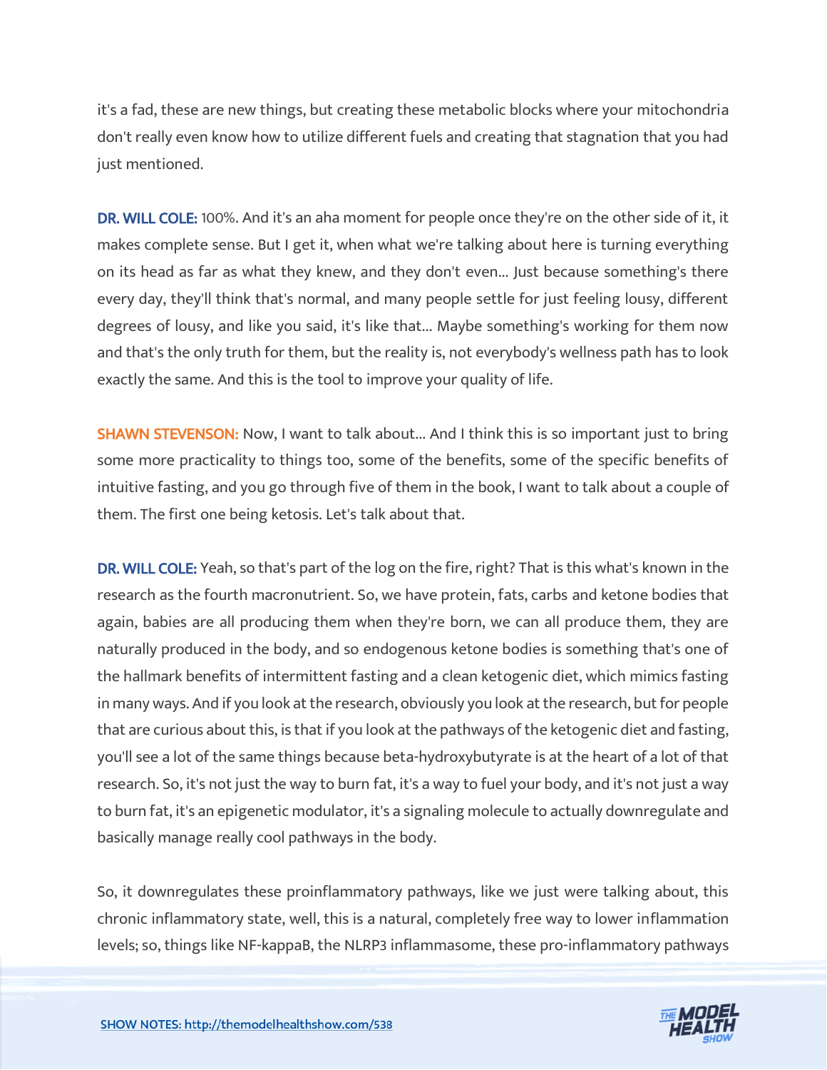it's a fad, these are new things, but creating these metabolic blocks where your mitochondria don't really even know how to utilize different fuels and creating that stagnation that you had just mentioned.

**DR. WILL COLE:** 100%. And it's an aha moment for people once they're on the other side of it, it makes complete sense. But I get it, when what we're talking about here is turning everything on its head as far as what they knew, and they don't even... Just because something's there every day, they'll think that's normal, and many people settle for just feeling lousy, different degrees of lousy, and like you said, it's like that... Maybe something's working for them now and that's the only truth for them, but the reality is, not everybody's wellness path has to look exactly the same. And this is the tool to improve your quality of life.

**SHAWN STEVENSON:** Now, I want to talk about... And I think this is so important just to bring some more practicality to things too, some of the benefits, some of the specific benefits of intuitive fasting, and you go through five of them in the book, I want to talk about a couple of them. The first one being ketosis. Let's talk about that.

**DR. WILL COLE:** Yeah, so that's part of the log on the fire, right? That is this what's known in the research as the fourth macronutrient. So, we have protein, fats, carbs and ketone bodies that again, babies are all producing them when they're born, we can all produce them, they are naturally produced in the body, and so endogenous ketone bodies is something that's one of the hallmark benefits of intermittent fasting and a clean ketogenic diet, which mimics fasting in many ways. And if you look at the research, obviously you look at the research, but for people that are curious about this, is that if you look at the pathways of the ketogenic diet and fasting, you'll see a lot of the same things because beta-hydroxybutyrate is at the heart of a lot of that research. So, it's not just the way to burn fat, it's a way to fuel your body, and it's not just a way to burn fat, it's an epigenetic modulator, it's a signaling molecule to actually downregulate and basically manage really cool pathways in the body.

So, it downregulates these proinflammatory pathways, like we just were talking about, this chronic inflammatory state, well, this is a natural, completely free way to lower inflammation levels; so, things like NF-kappaB, the NLRP3 inflammasome, these pro-inflammatory pathways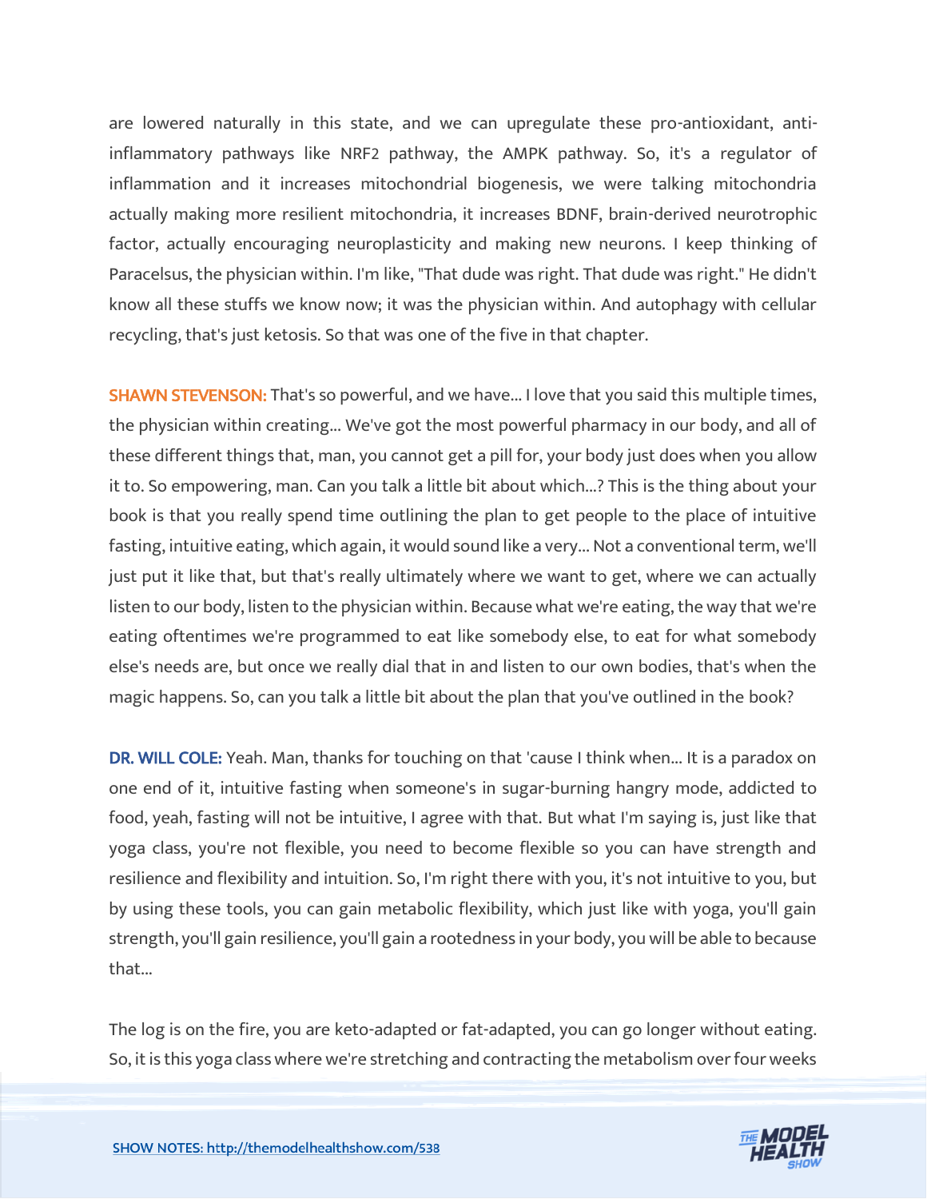are lowered naturally in this state, and we can upregulate these pro-antioxidant, anti-inflammatory pathways like NRF2 pathway, the AMPK pathway. So, it's a regulator of inflammation and it increases mitochondrial biogenesis, we were talking mitochondria actually making more resilient mitochondria, it increases BDNF, brain-derived neurotrophic factor, actually encouraging neuroplasticity and making new neurons. I keep thinking of Paracelsus, the physician within. I'm like, "That dude was right. That dude was right." He didn't know all these stuffs we know now; it was the physician within. And autophagy with cellular recycling, that's just ketosis. So that was one of the five in that chapter.

**SHAWN STEVENSON:** That's so powerful, and we have... I love that you said this multiple times, the physician within creating... We've got the most powerful pharmacy in our body, and all of these different things that, man, you cannot get a pill for, your body just does when you allow it to. So empowering, man. Can you talk a little bit about which...? This is the thing about your book is that you really spend time outlining the plan to get people to the place of intuitive fasting, intuitive eating, which again, it would sound like a very... Not a conventional term, we'll just put it like that, but that's really ultimately where we want to get, where we can actually listen to our body, listen to the physician within. Because what we're eating, the way that we're eating oftentimes we're programmed to eat like somebody else, to eat for what somebody else's needs are, but once we really dial that in and listen to our own bodies, that's when the magic happens. So, can you talk a little bit about the plan that you've outlined in the book?

**DR. WILL COLE:** Yeah. Man, thanks for touching on that 'cause I think when... It is a paradox on one end of it, intuitive fasting when someone's in sugar-burning hangry mode, addicted to food, yeah, fasting will not be intuitive, I agree with that. But what I'm saying is, just like that yoga class, you're not flexible, you need to become flexible so you can have strength and resilience and flexibility and intuition. So, I'm right there with you, it's not intuitive to you, but by using these tools, you can gain metabolic flexibility, which just like with yoga, you'll gain strength, you'll gain resilience, you'll gain a rootedness in your body, you will be able to because that...

The log is on the fire, you are keto-adapted or fat-adapted, you can go longer without eating. So, it is this yoga class where we're stretching and contracting the metabolism over four weeks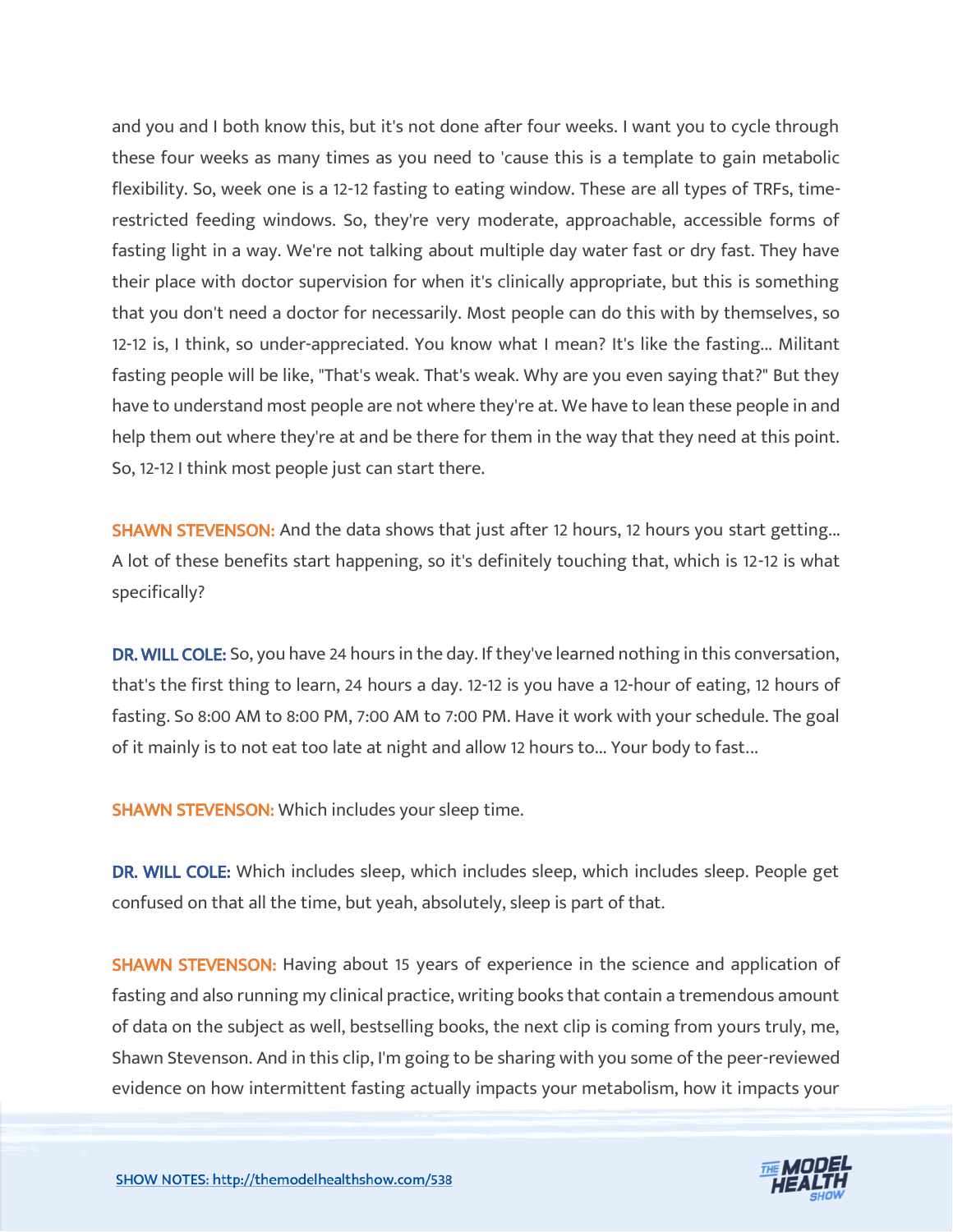and you and I both know this, but it's not done after four weeks. I want you to cycle through these four weeks as many times as you need to 'cause this is a template to gain metabolic flexibility. So, week one is a 12-12 fasting to eating window. These are all types of TRFs, time-restricted feeding windows. So, they're very moderate, approachable, accessible forms of fasting light in a way. We're not talking about multiple day water fast or dry fast. They have their place with doctor supervision for when it's clinically appropriate, but this is something that you don't need a doctor for necessarily. Most people can do this with by themselves, so 12-12 is, I think, so under-appreciated. You know what I mean? It's like the fasting... Militant fasting people will be like, "That's weak. That's weak. Why are you even saying that?" But they have to understand most people are not where they're at. We have to lean these people in and help them out where they're at and be there for them in the way that they need at this point. So, 12-12 I think most people just can start there.

**SHAWN STEVENSON:** And the data shows that just after 12 hours, 12 hours you start getting... A lot of these benefits start happening, so it's definitely touching that, which is 12-12 is what specifically?

**DR. WILL COLE:** So, you have 24 hours in the day. If they've learned nothing in this conversation, that's the first thing to learn, 24 hours a day. 12-12 is you have a 12-hour of eating, 12 hours of fasting. So 8:00 AM to 8:00 PM, 7:00 AM to 7:00 PM. Have it work with your schedule. The goal of it mainly is to not eat too late at night and allow 12 hours to... Your body to fast...

**SHAWN STEVENSON:** Which includes your sleep time.

**DR. WILL COLE:** Which includes sleep, which includes sleep, which includes sleep. People get confused on that all the time, but yeah, absolutely, sleep is part of that.

**SHAWN STEVENSON:** Having about 15 years of experience in the science and application of fasting and also running my clinical practice, writing books that contain a tremendous amount of data on the subject as well, bestselling books, the next clip is coming from yours truly, me, Shawn Stevenson. And in this clip, I'm going to be sharing with you some of the peer-reviewed evidence on how intermittent fasting actually impacts your metabolism, how it impacts your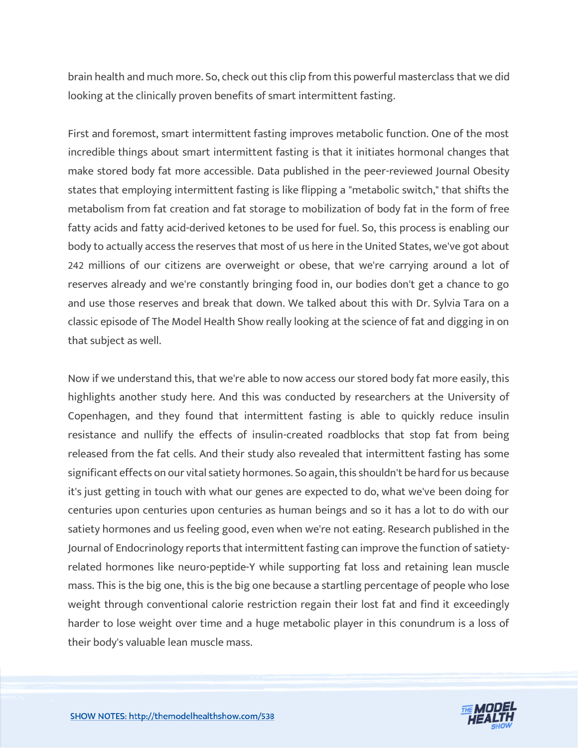brain health and much more. So, check out this clip from this powerful masterclass that we did looking at the clinically proven benefits of smart intermittent fasting.

First and foremost, smart intermittent fasting improves metabolic function. One of the most incredible things about smart intermittent fasting is that it initiates hormonal changes that make stored body fat more accessible. Data published in the peer-reviewed Journal Obesity states that employing intermittent fasting is like flipping a "metabolic switch," that shifts the metabolism from fat creation and fat storage to mobilization of body fat in the form of free fatty acids and fatty acid-derived ketones to be used for fuel. So, this process is enabling our body to actually access the reserves that most of us here in the United States, we've got about 242 millions of our citizens are overweight or obese, that we're carrying around a lot of reserves already and we're constantly bringing food in, our bodies don't get a chance to go and use those reserves and break that down. We talked about this with Dr. Sylvia Tara on a classic episode of The Model Health Show really looking at the science of fat and digging in on that subject as well.

Now if we understand this, that we're able to now access our stored body fat more easily, this highlights another study here. And this was conducted by researchers at the University of Copenhagen, and they found that intermittent fasting is able to quickly reduce insulin resistance and nullify the effects of insulin-created roadblocks that stop fat from being released from the fat cells. And their study also revealed that intermittent fasting has some significant effects on our vital satiety hormones. So again, this shouldn't be hard for us because it's just getting in touch with what our genes are expected to do, what we've been doing for centuries upon centuries upon centuries as human beings and so it has a lot to do with our satiety hormones and us feeling good, even when we're not eating. Research published in the Journal of Endocrinology reports that intermittent fasting can improve the function of satiety-related hormones like neuro-peptide-Y while supporting fat loss and retaining lean muscle mass. This is the big one, this is the big one because a startling percentage of people who lose weight through conventional calorie restriction regain their lost fat and find it exceedingly harder to lose weight over time and a huge metabolic player in this conundrum is a loss of their body's valuable lean muscle mass.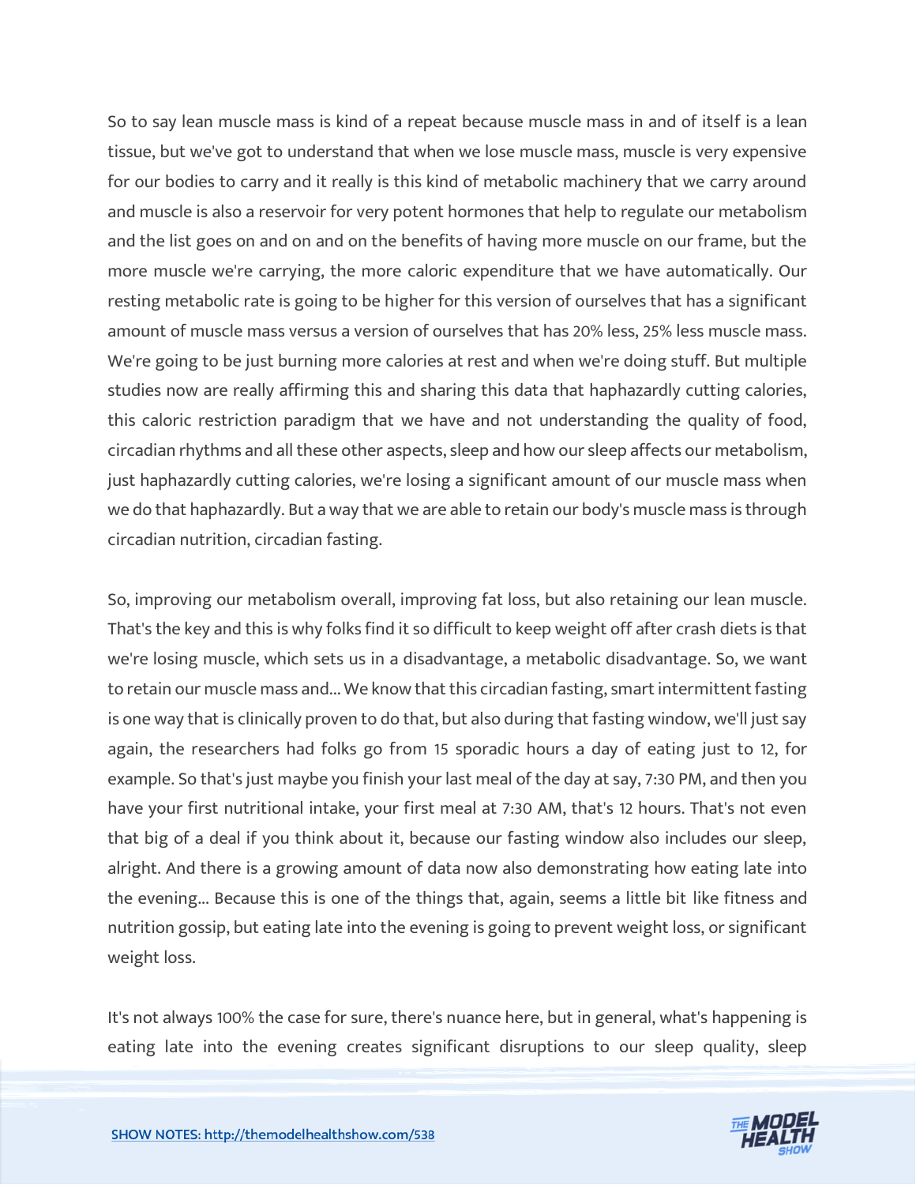So to say lean muscle mass is kind of a repeat because muscle mass in and of itself is a lean tissue, but we've got to understand that when we lose muscle mass, muscle is very expensive for our bodies to carry and it really is this kind of metabolic machinery that we carry around and muscle is also a reservoir for very potent hormones that help to regulate our metabolism and the list goes on and on and on the benefits of having more muscle on our frame, but the more muscle we're carrying, the more caloric expenditure that we have automatically. Our resting metabolic rate is going to be higher for this version of ourselves that has a significant amount of muscle mass versus a version of ourselves that has 20% less, 25% less muscle mass. We're going to be just burning more calories at rest and when we're doing stuff. But multiple studies now are really affirming this and sharing this data that haphazardly cutting calories, this caloric restriction paradigm that we have and not understanding the quality of food, circadian rhythms and all these other aspects, sleep and how our sleep affects our metabolism, just haphazardly cutting calories, we're losing a significant amount of our muscle mass when we do that haphazardly. But a way that we are able to retain our body's muscle mass is through circadian nutrition, circadian fasting.

So, improving our metabolism overall, improving fat loss, but also retaining our lean muscle. That's the key and this is why folks find it so difficult to keep weight off after crash diets is that we're losing muscle, which sets us in a disadvantage, a metabolic disadvantage. So, we want to retain our muscle mass and... We know that this circadian fasting, smart intermittent fasting is one way that is clinically proven to do that, but also during that fasting window, we'll just say again, the researchers had folks go from 15 sporadic hours a day of eating just to 12, for example. So that's just maybe you finish your last meal of the day at say, 7:30 PM, and then you have your first nutritional intake, your first meal at 7:30 AM, that's 12 hours. That's not even that big of a deal if you think about it, because our fasting window also includes our sleep, alright. And there is a growing amount of data now also demonstrating how eating late into the evening... Because this is one of the things that, again, seems a little bit like fitness and nutrition gossip, but eating late into the evening is going to prevent weight loss, or significant weight loss.

It's not always 100% the case for sure, there's nuance here, but in general, what's happening is eating late into the evening creates significant disruptions to our sleep quality, sleep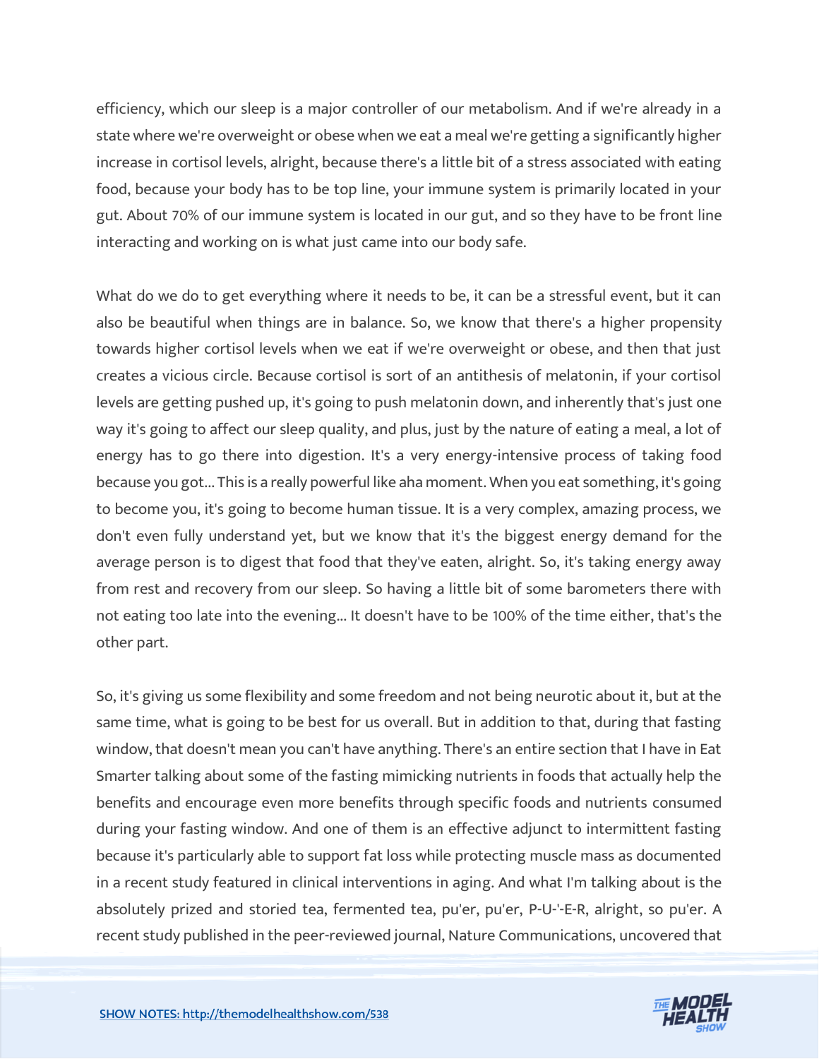efficiency, which our sleep is a major controller of our metabolism. And if we're already in a state where we're overweight or obese when we eat a meal we're getting a significantly higher increase in cortisol levels, alright, because there's a little bit of a stress associated with eating food, because your body has to be top line, your immune system is primarily located in your gut. About 70% of our immune system is located in our gut, and so they have to be front line interacting and working on is what just came into our body safe.

What do we do to get everything where it needs to be, it can be a stressful event, but it can also be beautiful when things are in balance. So, we know that there's a higher propensity towards higher cortisol levels when we eat if we're overweight or obese, and then that just creates a vicious circle. Because cortisol is sort of an antithesis of melatonin, if your cortisol levels are getting pushed up, it's going to push melatonin down, and inherently that's just one way it's going to affect our sleep quality, and plus, just by the nature of eating a meal, a lot of energy has to go there into digestion. It's a very energy-intensive process of taking food because you got... This is a really powerful like aha moment. When you eat something, it's going to become you, it's going to become human tissue. It is a very complex, amazing process, we don't even fully understand yet, but we know that it's the biggest energy demand for the average person is to digest that food that they've eaten, alright. So, it's taking energy away from rest and recovery from our sleep. So having a little bit of some barometers there with not eating too late into the evening... It doesn't have to be 100% of the time either, that's the other part.

So, it's giving us some flexibility and some freedom and not being neurotic about it, but at the same time, what is going to be best for us overall. But in addition to that, during that fasting window, that doesn't mean you can't have anything. There's an entire section that I have in Eat Smarter talking about some of the fasting mimicking nutrients in foods that actually help the benefits and encourage even more benefits through specific foods and nutrients consumed during your fasting window. And one of them is an effective adjunct to intermittent fasting because it's particularly able to support fat loss while protecting muscle mass as documented in a recent study featured in clinical interventions in aging. And what I'm talking about is the absolutely prized and storied tea, fermented tea, pu'er, pu'er, P-U-'-E-R, alright, so pu'er. A recent study published in the peer-reviewed journal, Nature Communications, uncovered that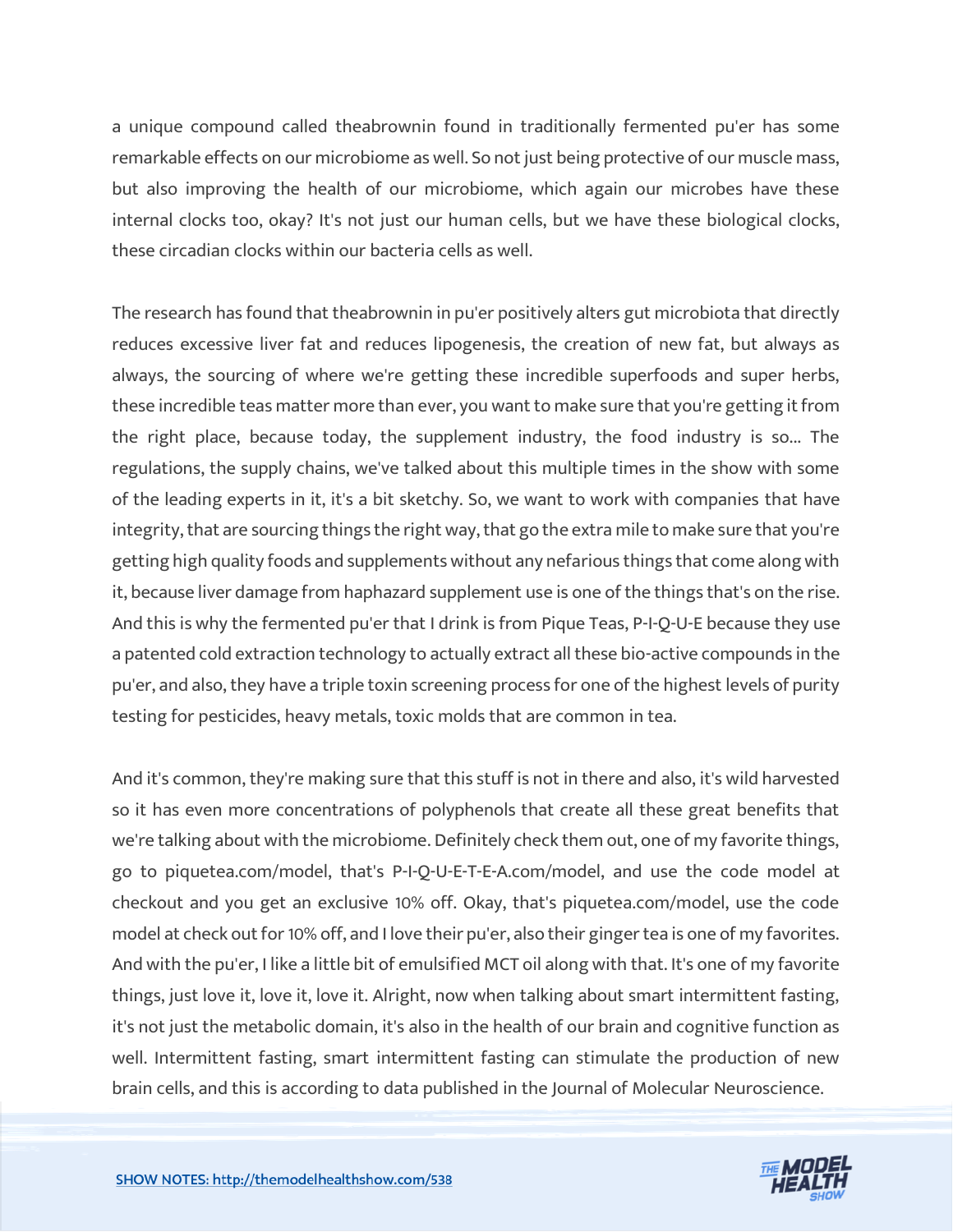a unique compound called theabrownin found in traditionally fermented pu'er has some remarkable effects on our microbiome as well. So not just being protective of our muscle mass, but also improving the health of our microbiome, which again our microbes have these internal clocks too, okay? It's not just our human cells, but we have these biological clocks, these circadian clocks within our bacteria cells as well.

The research has found that theabrownin in pu'er positively alters gut microbiota that directly reduces excessive liver fat and reduces lipogenesis, the creation of new fat, but always as always, the sourcing of where we're getting these incredible superfoods and super herbs, these incredible teas matter more than ever, you want to make sure that you're getting it from the right place, because today, the supplement industry, the food industry is so... The regulations, the supply chains, we've talked about this multiple times in the show with some of the leading experts in it, it's a bit sketchy. So, we want to work with companies that have integrity, that are sourcing things the right way, that go the extra mile to make sure that you're getting high quality foods and supplements without any nefarious things that come along with it, because liver damage from haphazard supplement use is one of the things that's on the rise. And this is why the fermented pu'er that I drink is from Pique Teas, P-I-Q-U-E because they use a patented cold extraction technology to actually extract all these bio-active compounds in the pu'er, and also, they have a triple toxin screening process for one of the highest levels of purity testing for pesticides, heavy metals, toxic molds that are common in tea.

And it's common, they're making sure that this stuff is not in there and also, it's wild harvested so it has even more concentrations of polyphenols that create all these great benefits that we're talking about with the microbiome. Definitely check them out, one of my favorite things, go to piquetea.com/model, that's P-I-Q-U-E-T-E-A.com/model, and use the code model at checkout and you get an exclusive 10% off. Okay, that's piquetea.com/model, use the code model at check out for 10% off, and I love their pu'er, also their ginger tea is one of my favorites. And with the pu'er, I like a little bit of emulsified MCT oil along with that. It's one of my favorite things, just love it, love it, love it. Alright, now when talking about smart intermittent fasting, it's not just the metabolic domain, it's also in the health of our brain and cognitive function as well. Intermittent fasting, smart intermittent fasting can stimulate the production of new brain cells, and this is according to data published in the Journal of Molecular Neuroscience.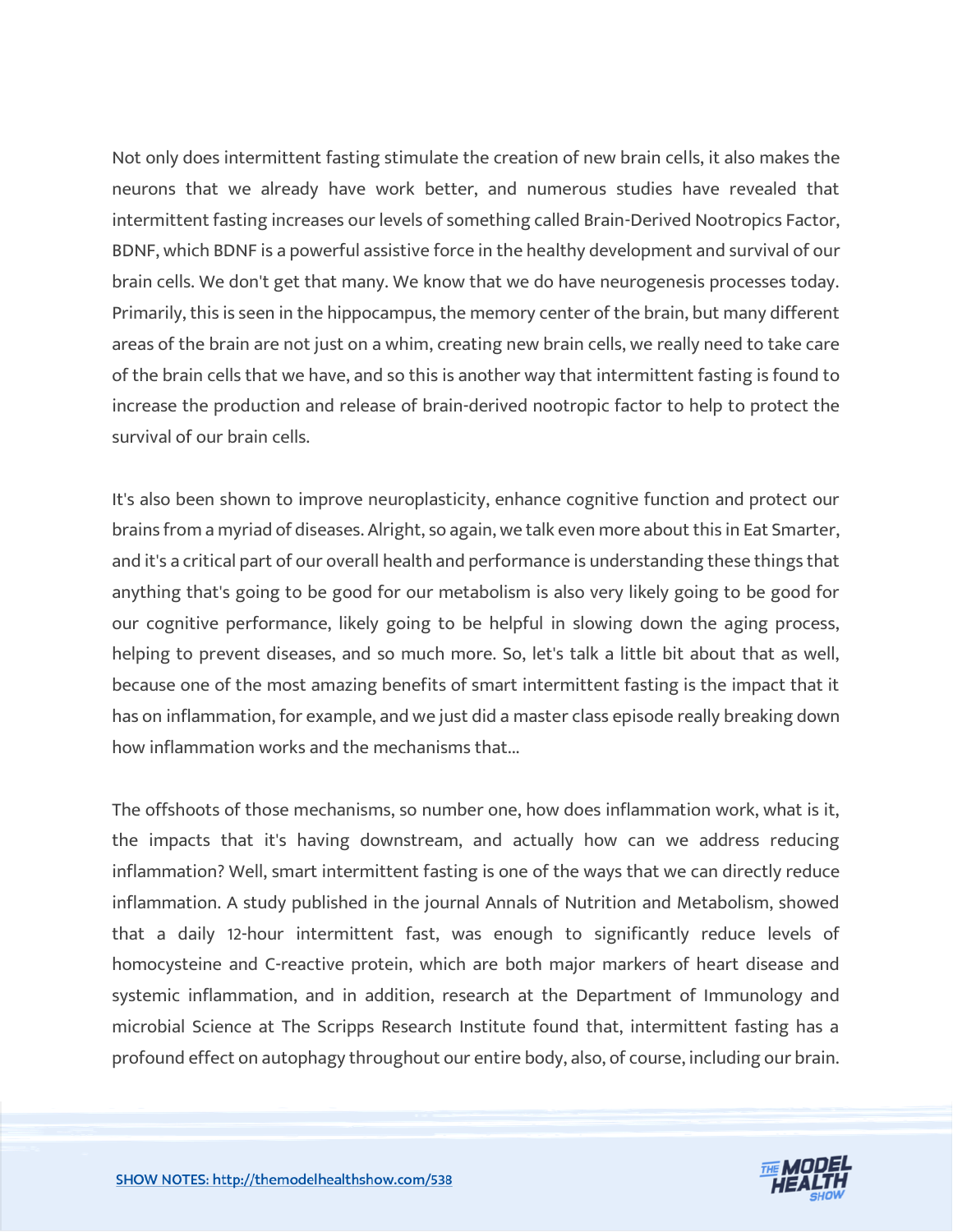Not only does intermittent fasting stimulate the creation of new brain cells, it also makes the neurons that we already have work better, and numerous studies have revealed that intermittent fasting increases our levels of something called Brain-Derived Nootropics Factor, BDNF, which BDNF is a powerful assistive force in the healthy development and survival of our brain cells. We don't get that many. We know that we do have neurogenesis processes today. Primarily, this is seen in the hippocampus, the memory center of the brain, but many different areas of the brain are not just on a whim, creating new brain cells, we really need to take care of the brain cells that we have, and so this is another way that intermittent fasting is found to increase the production and release of brain-derived nootropic factor to help to protect the survival of our brain cells.

It's also been shown to improve neuroplasticity, enhance cognitive function and protect our brains from a myriad of diseases. Alright, so again, we talk even more about this in Eat Smarter, and it's a critical part of our overall health and performance is understanding these things that anything that's going to be good for our metabolism is also very likely going to be good for our cognitive performance, likely going to be helpful in slowing down the aging process, helping to prevent diseases, and so much more. So, let's talk a little bit about that as well, because one of the most amazing benefits of smart intermittent fasting is the impact that it has on inflammation, for example, and we just did a master class episode really breaking down how inflammation works and the mechanisms that...

The offshoots of those mechanisms, so number one, how does inflammation work, what is it, the impacts that it's having downstream, and actually how can we address reducing inflammation? Well, smart intermittent fasting is one of the ways that we can directly reduce inflammation. A study published in the journal Annals of Nutrition and Metabolism, showed that a daily 12-hour intermittent fast, was enough to significantly reduce levels of homocysteine and C-reactive protein, which are both major markers of heart disease and systemic inflammation, and in addition, research at the Department of Immunology and microbial Science at The Scripps Research Institute found that, intermittent fasting has a profound effect on autophagy throughout our entire body, also, of course, including our brain.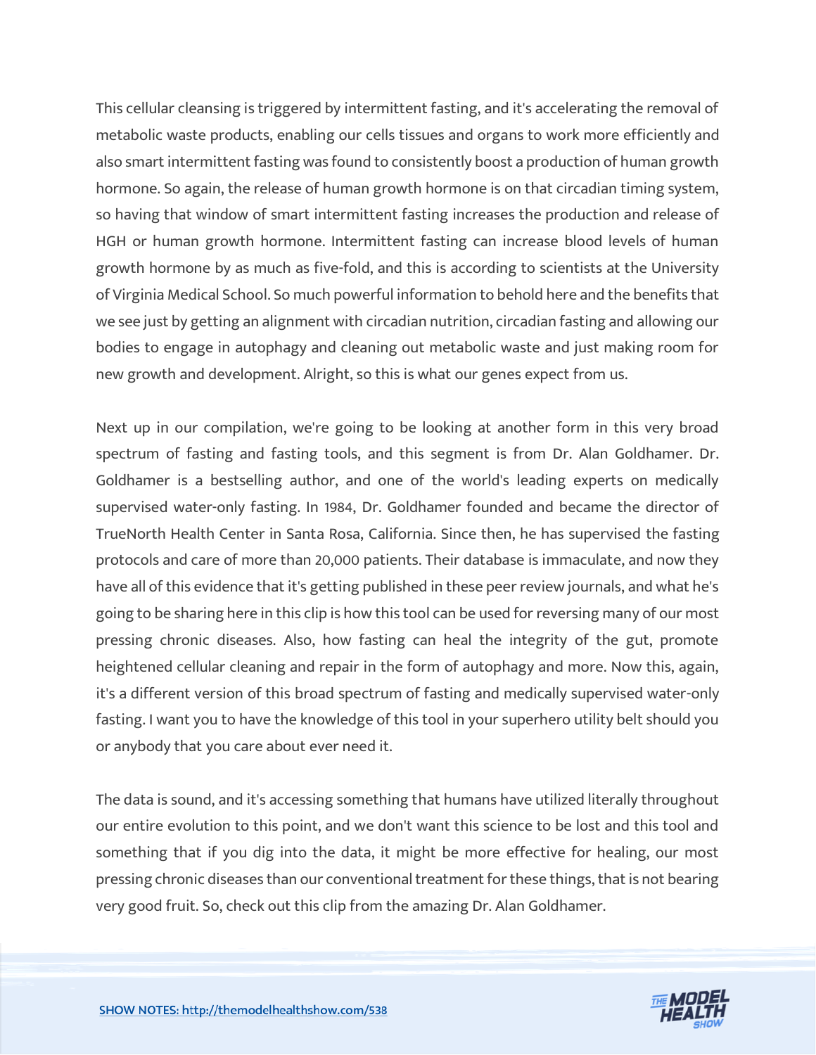This cellular cleansing is triggered by intermittent fasting, and it's accelerating the removal of metabolic waste products, enabling our cells tissues and organs to work more efficiently and also smart intermittent fasting was found to consistently boost a production of human growth hormone. So again, the release of human growth hormone is on that circadian timing system, so having that window of smart intermittent fasting increases the production and release of HGH or human growth hormone. Intermittent fasting can increase blood levels of human growth hormone by as much as five-fold, and this is according to scientists at the University of Virginia Medical School. So much powerful information to behold here and the benefits that we see just by getting an alignment with circadian nutrition, circadian fasting and allowing our bodies to engage in autophagy and cleaning out metabolic waste and just making room for new growth and development. Alright, so this is what our genes expect from us.

Next up in our compilation, we're going to be looking at another form in this very broad spectrum of fasting and fasting tools, and this segment is from Dr. Alan Goldhamer. Dr. Goldhamer is a bestselling author, and one of the world's leading experts on medically supervised water-only fasting. In 1984, Dr. Goldhamer founded and became the director of TrueNorth Health Center in Santa Rosa, California. Since then, he has supervised the fasting protocols and care of more than 20,000 patients. Their database is immaculate, and now they have all of this evidence that it's getting published in these peer review journals, and what he's going to be sharing here in this clip is how this tool can be used for reversing many of our most pressing chronic diseases. Also, how fasting can heal the integrity of the gut, promote heightened cellular cleaning and repair in the form of autophagy and more. Now this, again, it's a different version of this broad spectrum of fasting and medically supervised water-only fasting. I want you to have the knowledge of this tool in your superhero utility belt should you or anybody that you care about ever need it.

The data is sound, and it's accessing something that humans have utilized literally throughout our entire evolution to this point, and we don't want this science to be lost and this tool and something that if you dig into the data, it might be more effective for healing, our most pressing chronic diseases than our conventional treatment for these things, that is not bearing very good fruit. So, check out this clip from the amazing Dr. Alan Goldhamer.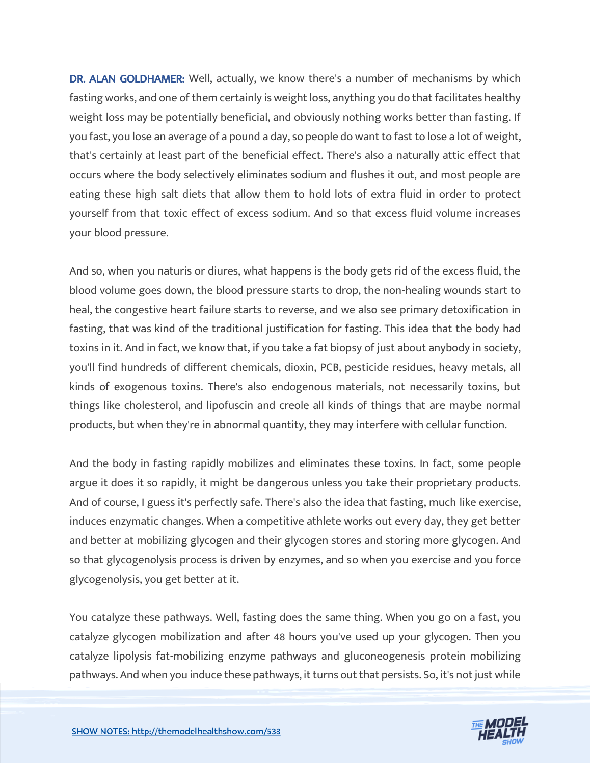**DR. ALAN GOLDHAMER:** Well, actually, we know there's a number of mechanisms by which fasting works, and one of them certainly is weight loss, anything you do that facilitates healthy weight loss may be potentially beneficial, and obviously nothing works better than fasting. If you fast, you lose an average of a pound a day, so people do want to fast to lose a lot of weight, that's certainly at least part of the beneficial effect. There's also a naturally attic effect that occurs where the body selectively eliminates sodium and flushes it out, and most people are eating these high salt diets that allow them to hold lots of extra fluid in order to protect yourself from that toxic effect of excess sodium. And so that excess fluid volume increases your blood pressure.

And so, when you naturis or diures, what happens is the body gets rid of the excess fluid, the blood volume goes down, the blood pressure starts to drop, the non-healing wounds start to heal, the congestive heart failure starts to reverse, and we also see primary detoxification in fasting, that was kind of the traditional justification for fasting. This idea that the body had toxins in it. And in fact, we know that, if you take a fat biopsy of just about anybody in society, you'll find hundreds of different chemicals, dioxin, PCB, pesticide residues, heavy metals, all kinds of exogenous toxins. There's also endogenous materials, not necessarily toxins, but things like cholesterol, and lipofuscin and creole all kinds of things that are maybe normal products, but when they're in abnormal quantity, they may interfere with cellular function.

And the body in fasting rapidly mobilizes and eliminates these toxins. In fact, some people argue it does it so rapidly, it might be dangerous unless you take their proprietary products. And of course, I guess it's perfectly safe. There's also the idea that fasting, much like exercise, induces enzymatic changes. When a competitive athlete works out every day, they get better and better at mobilizing glycogen and their glycogen stores and storing more glycogen. And so that glycogenolysis process is driven by enzymes, and so when you exercise and you force glycogenolysis, you get better at it.

You catalyze these pathways. Well, fasting does the same thing. When you go on a fast, you catalyze glycogen mobilization and after 48 hours you've used up your glycogen. Then you catalyze lipolysis fat-mobilizing enzyme pathways and gluconeogenesis protein mobilizing pathways. And when you induce these pathways, it turns out that persists. So, it's not just while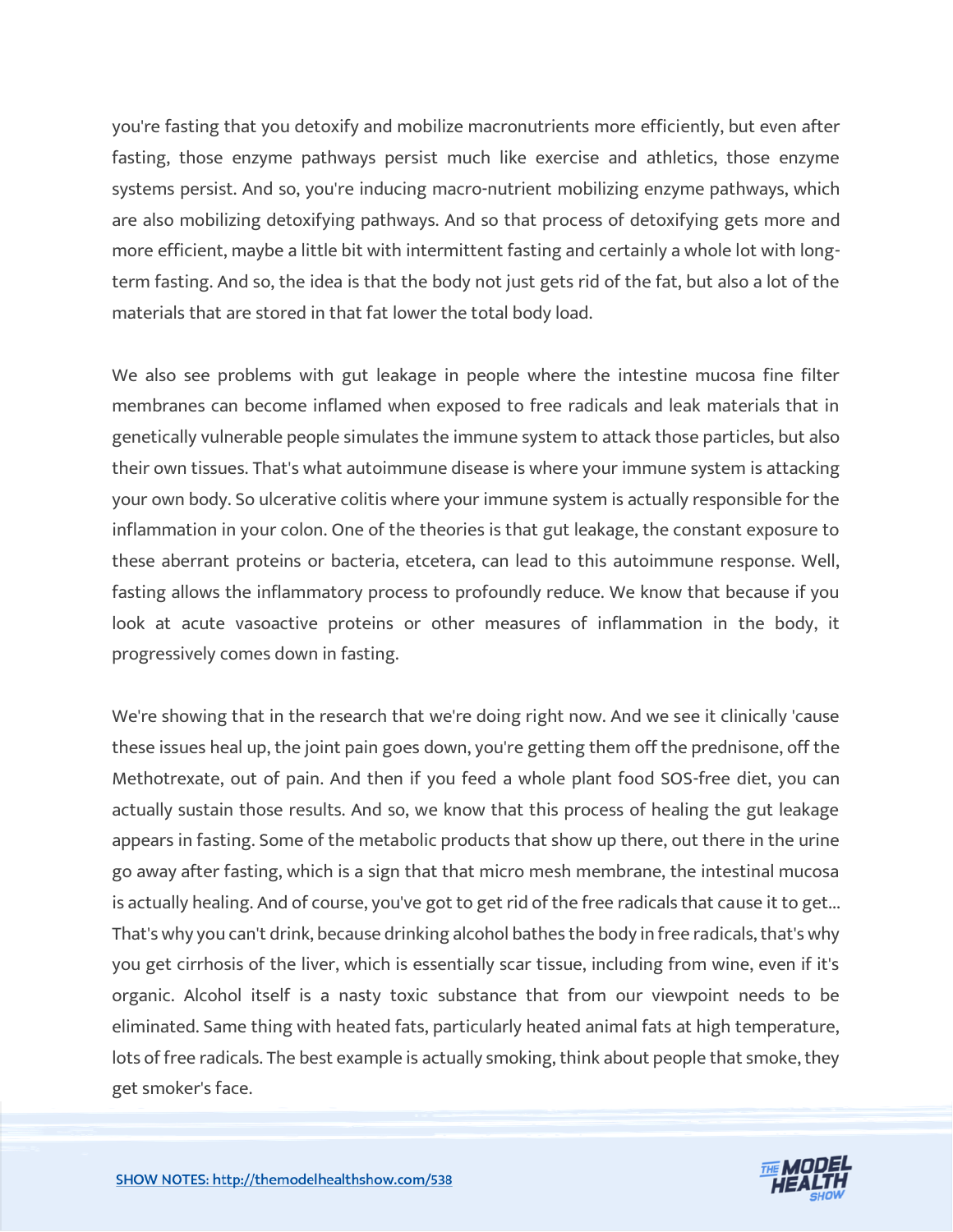you're fasting that you detoxify and mobilize macronutrients more efficiently, but even after fasting, those enzyme pathways persist much like exercise and athletics, those enzyme systems persist. And so, you're inducing macro-nutrient mobilizing enzyme pathways, which are also mobilizing detoxifying pathways. And so that process of detoxifying gets more and more efficient, maybe a little bit with intermittent fasting and certainly a whole lot with long-term fasting. And so, the idea is that the body not just gets rid of the fat, but also a lot of the materials that are stored in that fat lower the total body load.

We also see problems with gut leakage in people where the intestine mucosa fine filter membranes can become inflamed when exposed to free radicals and leak materials that in genetically vulnerable people simulates the immune system to attack those particles, but also their own tissues. That's what autoimmune disease is where your immune system is attacking your own body. So ulcerative colitis where your immune system is actually responsible for the inflammation in your colon. One of the theories is that gut leakage, the constant exposure to these aberrant proteins or bacteria, etcetera, can lead to this autoimmune response. Well, fasting allows the inflammatory process to profoundly reduce. We know that because if you look at acute vasoactive proteins or other measures of inflammation in the body, it progressively comes down in fasting.

We're showing that in the research that we're doing right now. And we see it clinically 'cause these issues heal up, the joint pain goes down, you're getting them off the prednisone, off the Methotrexate, out of pain. And then if you feed a whole plant food SOS-free diet, you can actually sustain those results. And so, we know that this process of healing the gut leakage appears in fasting. Some of the metabolic products that show up there, out there in the urine go away after fasting, which is a sign that that micro mesh membrane, the intestinal mucosa is actually healing. And of course, you've got to get rid of the free radicals that cause it to get... That's why you can't drink, because drinking alcohol bathes the body in free radicals, that's why you get cirrhosis of the liver, which is essentially scar tissue, including from wine, even if it's organic. Alcohol itself is a nasty toxic substance that from our viewpoint needs to be eliminated. Same thing with heated fats, particularly heated animal fats at high temperature, lots of free radicals. The best example is actually smoking, think about people that smoke, they get smoker's face.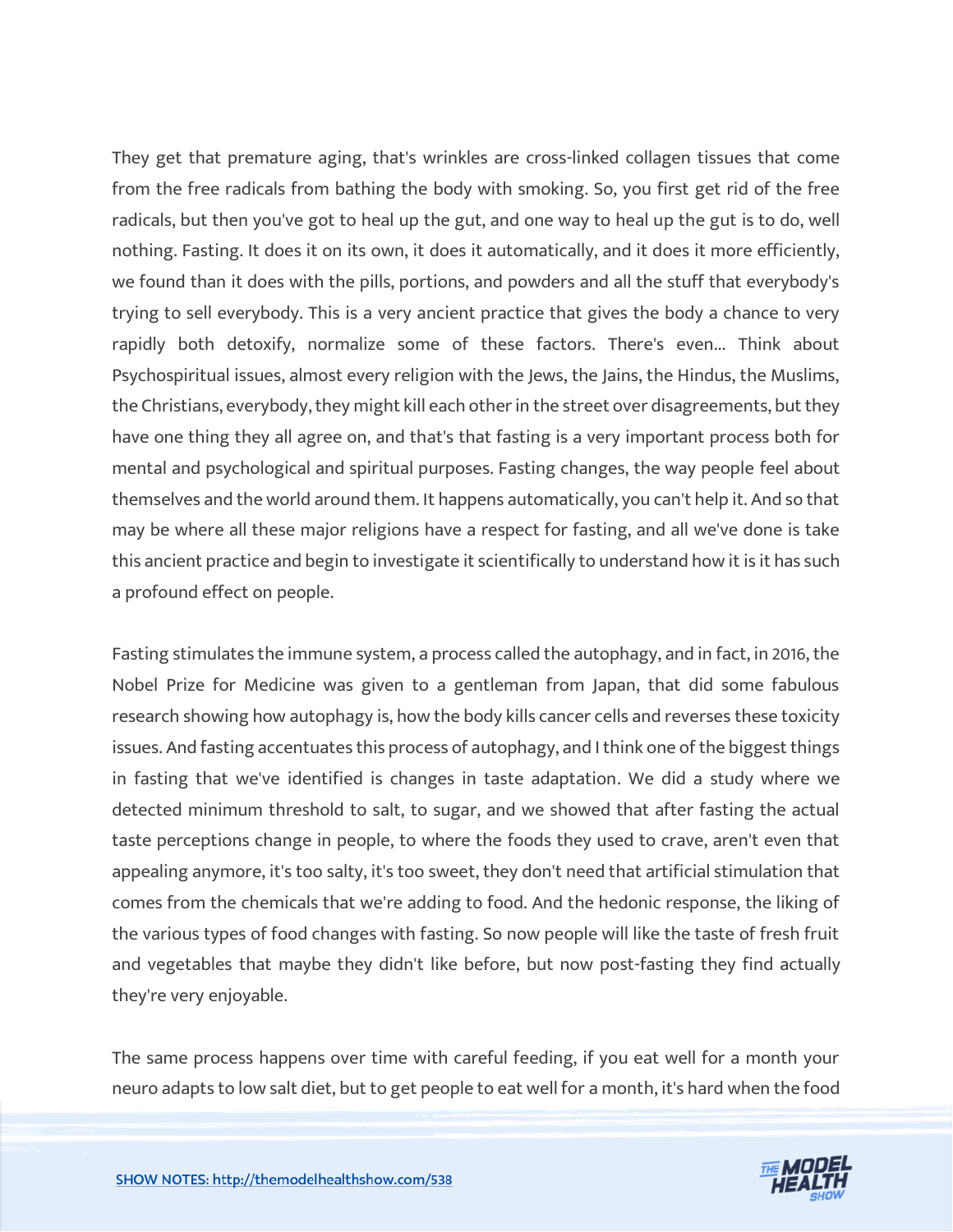They get that premature aging, that's wrinkles are cross-linked collagen tissues that come from the free radicals from bathing the body with smoking. So, you first get rid of the free radicals, but then you've got to heal up the gut, and one way to heal up the gut is to do, well nothing. Fasting. It does it on its own, it does it automatically, and it does it more efficiently, we found than it does with the pills, portions, and powders and all the stuff that everybody's trying to sell everybody. This is a very ancient practice that gives the body a chance to very rapidly both detoxify, normalize some of these factors. There's even... Think about Psychospiritual issues, almost every religion with the Jews, the Jains, the Hindus, the Muslims, the Christians, everybody, they might kill each other in the street over disagreements, but they have one thing they all agree on, and that's that fasting is a very important process both for mental and psychological and spiritual purposes. Fasting changes, the way people feel about themselves and the world around them. It happens automatically, you can't help it. And so that may be where all these major religions have a respect for fasting, and all we've done is take this ancient practice and begin to investigate it scientifically to understand how it is it has such a profound effect on people.

Fasting stimulates the immune system, a process called the autophagy, and in fact, in 2016, the Nobel Prize for Medicine was given to a gentleman from Japan, that did some fabulous research showing how autophagy is, how the body kills cancer cells and reverses these toxicity issues. And fasting accentuates this process of autophagy, and I think one of the biggest things in fasting that we've identified is changes in taste adaptation. We did a study where we detected minimum threshold to salt, to sugar, and we showed that after fasting the actual taste perceptions change in people, to where the foods they used to crave, aren't even that appealing anymore, it's too salty, it's too sweet, they don't need that artificial stimulation that comes from the chemicals that we're adding to food. And the hedonic response, the liking of the various types of food changes with fasting. So now people will like the taste of fresh fruit and vegetables that maybe they didn't like before, but now post-fasting they find actually they're very enjoyable.

The same process happens over time with careful feeding, if you eat well for a month your neuro adapts to low salt diet, but to get people to eat well for a month, it's hard when the food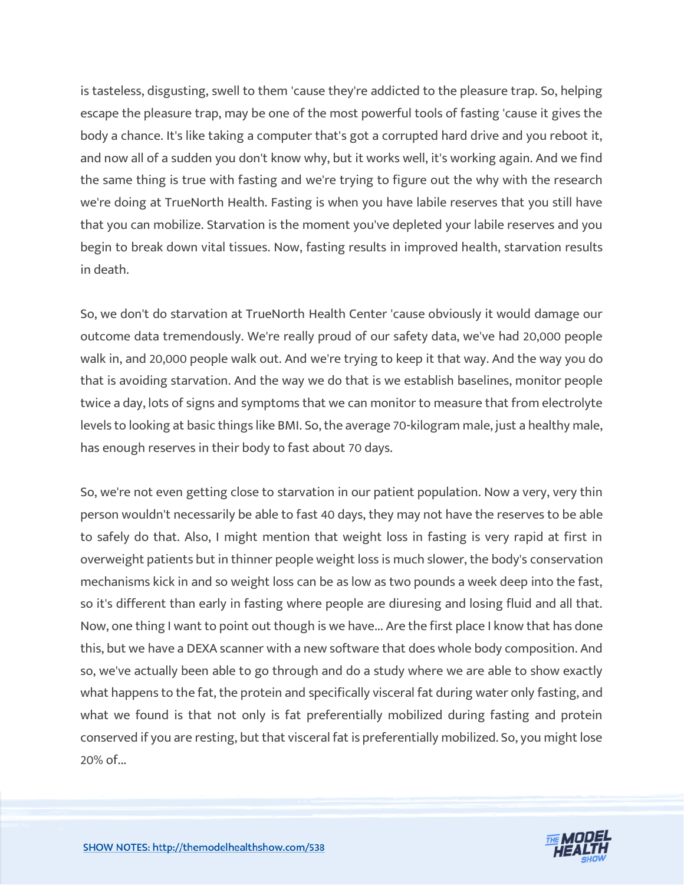is tasteless, disgusting, swell to them 'cause they're addicted to the pleasure trap. So, helping escape the pleasure trap, may be one of the most powerful tools of fasting 'cause it gives the body a chance. It's like taking a computer that's got a corrupted hard drive and you reboot it, and now all of a sudden you don't know why, but it works well, it's working again. And we find the same thing is true with fasting and we're trying to figure out the why with the research we're doing at TrueNorth Health. Fasting is when you have labile reserves that you still have that you can mobilize. Starvation is the moment you've depleted your labile reserves and you begin to break down vital tissues. Now, fasting results in improved health, starvation results in death.

So, we don't do starvation at TrueNorth Health Center 'cause obviously it would damage our outcome data tremendously. We're really proud of our safety data, we've had 20,000 people walk in, and 20,000 people walk out. And we're trying to keep it that way. And the way you do that is avoiding starvation. And the way we do that is we establish baselines, monitor people twice a day, lots of signs and symptoms that we can monitor to measure that from electrolyte levels to looking at basic things like BMI. So, the average 70-kilogram male, just a healthy male, has enough reserves in their body to fast about 70 days.

So, we're not even getting close to starvation in our patient population. Now a very, very thin person wouldn't necessarily be able to fast 40 days, they may not have the reserves to be able to safely do that. Also, I might mention that weight loss in fasting is very rapid at first in overweight patients but in thinner people weight loss is much slower, the body's conservation mechanisms kick in and so weight loss can be as low as two pounds a week deep into the fast, so it's different than early in fasting where people are diuresing and losing fluid and all that. Now, one thing I want to point out though is we have... Are the first place I know that has done this, but we have a DEXA scanner with a new software that does whole body composition. And so, we've actually been able to go through and do a study where we are able to show exactly what happens to the fat, the protein and specifically visceral fat during water only fasting, and what we found is that not only is fat preferentially mobilized during fasting and protein conserved if you are resting, but that visceral fat is preferentially mobilized. So, you might lose 20% of...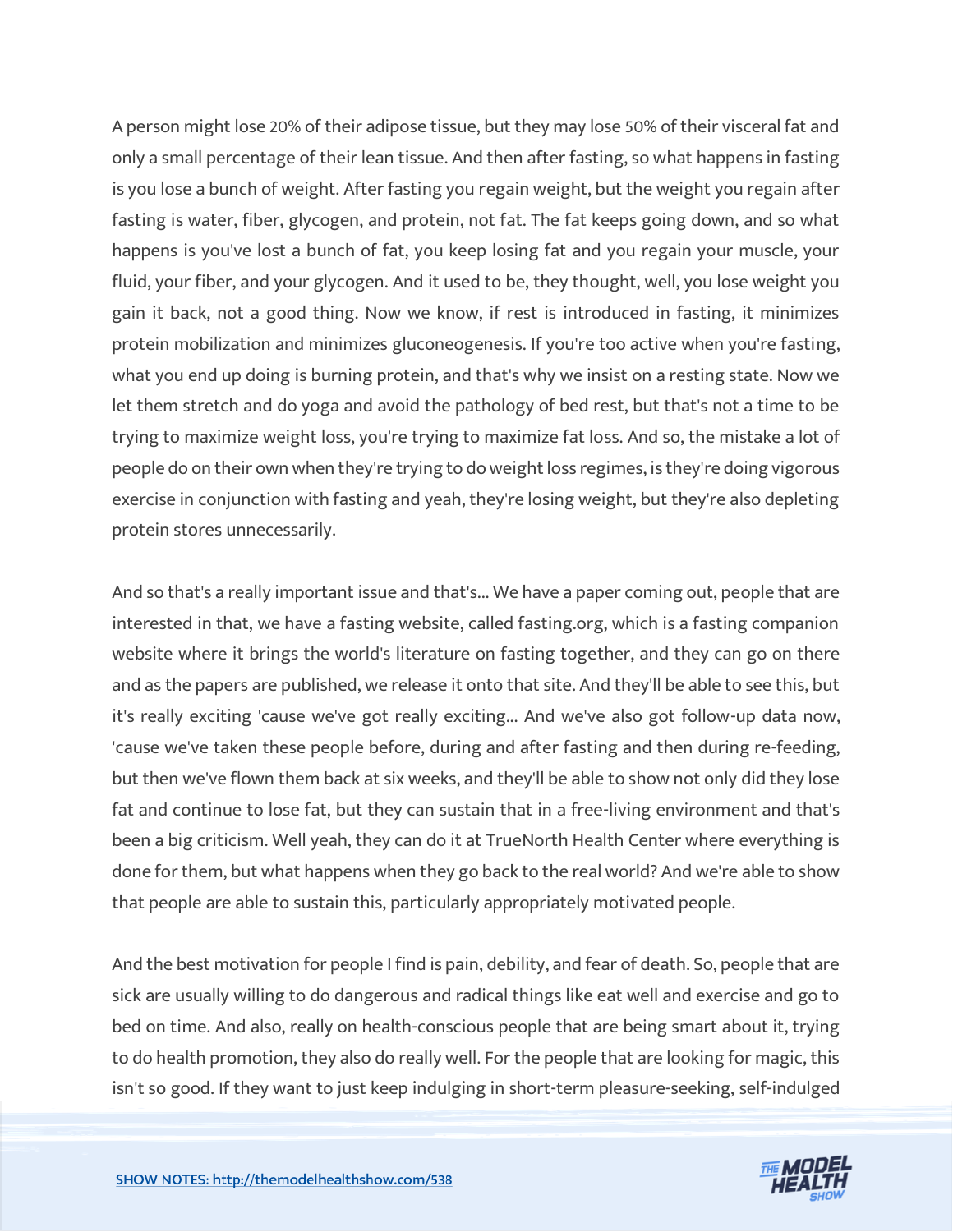A person might lose 20% of their adipose tissue, but they may lose 50% of their visceral fat and only a small percentage of their lean tissue. And then after fasting, so what happens in fasting is you lose a bunch of weight. After fasting you regain weight, but the weight you regain after fasting is water, fiber, glycogen, and protein, not fat. The fat keeps going down, and so what happens is you've lost a bunch of fat, you keep losing fat and you regain your muscle, your fluid, your fiber, and your glycogen. And it used to be, they thought, well, you lose weight you gain it back, not a good thing. Now we know, if rest is introduced in fasting, it minimizes protein mobilization and minimizes gluconeogenesis. If you're too active when you're fasting, what you end up doing is burning protein, and that's why we insist on a resting state. Now we let them stretch and do yoga and avoid the pathology of bed rest, but that's not a time to be trying to maximize weight loss, you're trying to maximize fat loss. And so, the mistake a lot of people do on their own when they're trying to do weight loss regimes, is they're doing vigorous exercise in conjunction with fasting and yeah, they're losing weight, but they're also depleting protein stores unnecessarily.

And so that's a really important issue and that's... We have a paper coming out, people that are interested in that, we have a fasting website, called fasting.org, which is a fasting companion website where it brings the world's literature on fasting together, and they can go on there and as the papers are published, we release it onto that site. And they'll be able to see this, but it's really exciting 'cause we've got really exciting... And we've also got follow-up data now, 'cause we've taken these people before, during and after fasting and then during re-feeding, but then we've flown them back at six weeks, and they'll be able to show not only did they lose fat and continue to lose fat, but they can sustain that in a free-living environment and that's been a big criticism. Well yeah, they can do it at TrueNorth Health Center where everything is done for them, but what happens when they go back to the real world? And we're able to show that people are able to sustain this, particularly appropriately motivated people.

And the best motivation for people I find is pain, debility, and fear of death. So, people that are sick are usually willing to do dangerous and radical things like eat well and exercise and go to bed on time. And also, really on health-conscious people that are being smart about it, trying to do health promotion, they also do really well. For the people that are looking for magic, this isn't so good. If they want to just keep indulging in short-term pleasure-seeking, self-indulged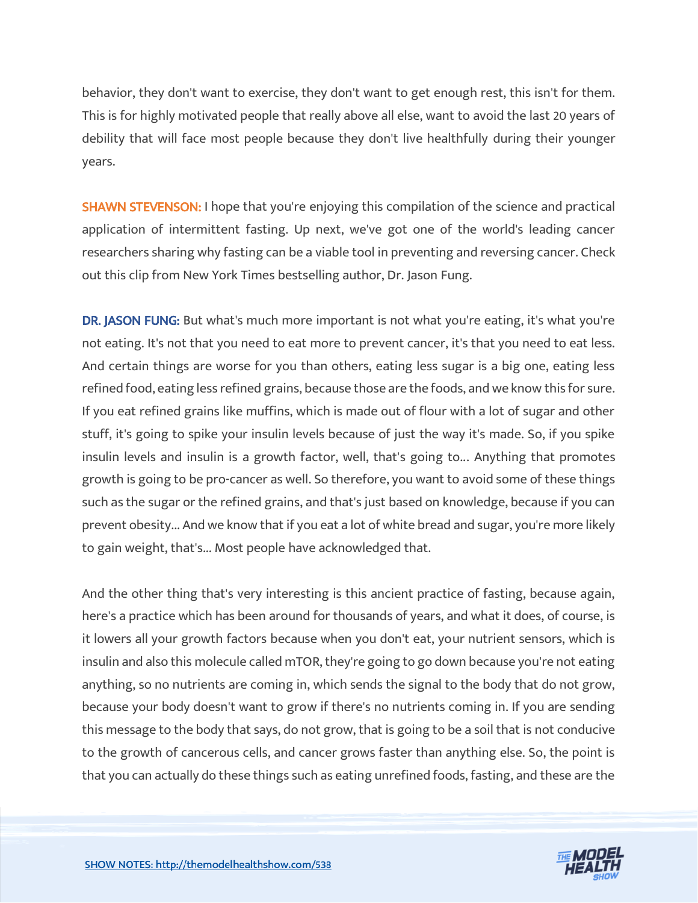behavior, they don't want to exercise, they don't want to get enough rest, this isn't for them. This is for highly motivated people that really above all else, want to avoid the last 20 years of debility that will face most people because they don't live healthfully during their younger years.

**SHAWN STEVENSON:** I hope that you're enjoying this compilation of the science and practical application of intermittent fasting. Up next, we've got one of the world's leading cancer researchers sharing why fasting can be a viable tool in preventing and reversing cancer. Check out this clip from New York Times bestselling author, Dr. Jason Fung.

**DR. JASON FUNG:** But what's much more important is not what you're eating, it's what you're not eating. It's not that you need to eat more to prevent cancer, it's that you need to eat less. And certain things are worse for you than others, eating less sugar is a big one, eating less refined food, eating less refined grains, because those are the foods, and we know this for sure. If you eat refined grains like muffins, which is made out of flour with a lot of sugar and other stuff, it's going to spike your insulin levels because of just the way it's made. So, if you spike insulin levels and insulin is a growth factor, well, that's going to... Anything that promotes growth is going to be pro-cancer as well. So therefore, you want to avoid some of these things such as the sugar or the refined grains, and that's just based on knowledge, because if you can prevent obesity... And we know that if you eat a lot of white bread and sugar, you're more likely to gain weight, that's... Most people have acknowledged that.

And the other thing that's very interesting is this ancient practice of fasting, because again, here's a practice which has been around for thousands of years, and what it does, of course, is it lowers all your growth factors because when you don't eat, your nutrient sensors, which is insulin and also this molecule called mTOR, they're going to go down because you're not eating anything, so no nutrients are coming in, which sends the signal to the body that do not grow, because your body doesn't want to grow if there's no nutrients coming in. If you are sending this message to the body that says, do not grow, that is going to be a soil that is not conducive to the growth of cancerous cells, and cancer grows faster than anything else. So, the point is that you can actually do these things such as eating unrefined foods, fasting, and these are the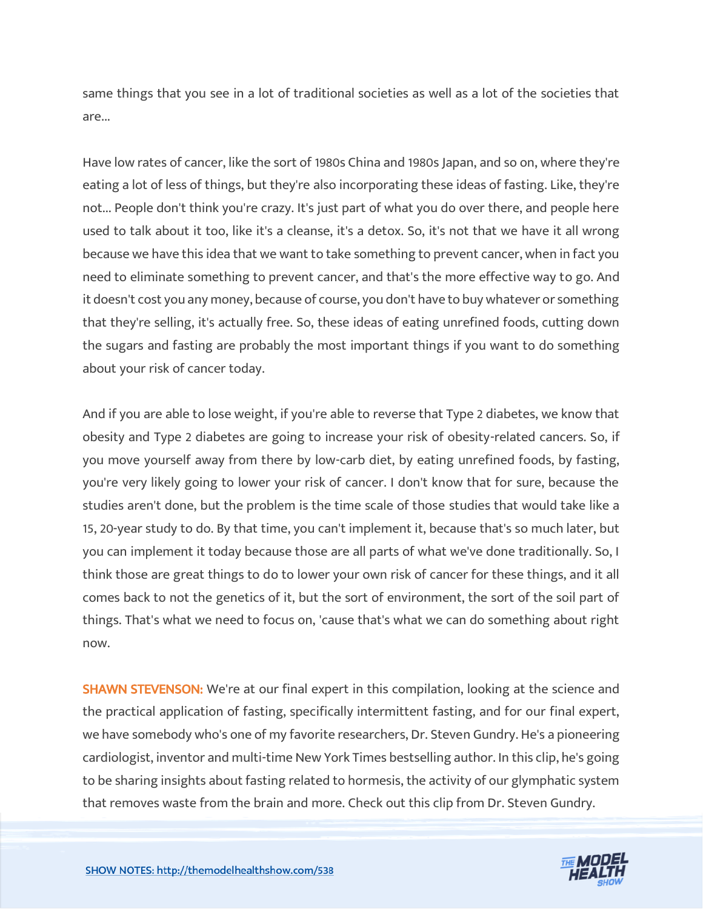same things that you see in a lot of traditional societies as well as a lot of the societies that are...

Have low rates of cancer, like the sort of 1980s China and 1980s Japan, and so on, where they're eating a lot of less of things, but they're also incorporating these ideas of fasting. Like, they're not... People don't think you're crazy. It's just part of what you do over there, and people here used to talk about it too, like it's a cleanse, it's a detox. So, it's not that we have it all wrong because we have this idea that we want to take something to prevent cancer, when in fact you need to eliminate something to prevent cancer, and that's the more effective way to go. And it doesn't cost you any money, because of course, you don't have to buy whatever or something that they're selling, it's actually free. So, these ideas of eating unrefined foods, cutting down the sugars and fasting are probably the most important things if you want to do something about your risk of cancer today.

And if you are able to lose weight, if you're able to reverse that Type 2 diabetes, we know that obesity and Type 2 diabetes are going to increase your risk of obesity-related cancers. So, if you move yourself away from there by low-carb diet, by eating unrefined foods, by fasting, you're very likely going to lower your risk of cancer. I don't know that for sure, because the studies aren't done, but the problem is the time scale of those studies that would take like a 15, 20-year study to do. By that time, you can't implement it, because that's so much later, but you can implement it today because those are all parts of what we've done traditionally. So, I think those are great things to do to lower your own risk of cancer for these things, and it all comes back to not the genetics of it, but the sort of environment, the sort of the soil part of things. That's what we need to focus on, 'cause that's what we can do something about right now.

**SHAWN STEVENSON:** We're at our final expert in this compilation, looking at the science and the practical application of fasting, specifically intermittent fasting, and for our final expert, we have somebody who's one of my favorite researchers, Dr. Steven Gundry. He's a pioneering cardiologist, inventor and multi-time New York Times bestselling author. In this clip, he's going to be sharing insights about fasting related to hormesis, the activity of our glymphatic system that removes waste from the brain and more. Check out this clip from Dr. Steven Gundry.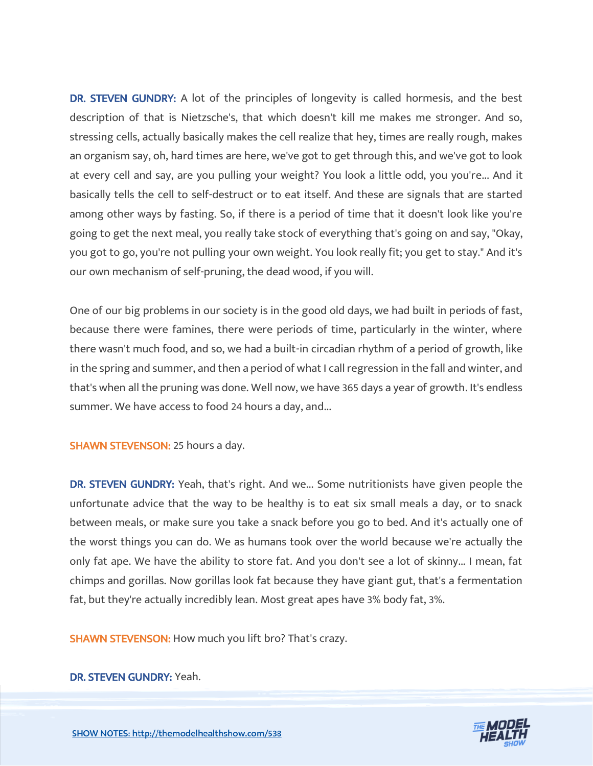**DR. STEVEN GUNDRY:** A lot of the principles of longevity is called hormesis, and the best description of that is Nietzsche's, that which doesn't kill me makes me stronger. And so, stressing cells, actually basically makes the cell realize that hey, times are really rough, makes an organism say, oh, hard times are here, we've got to get through this, and we've got to look at every cell and say, are you pulling your weight? You look a little odd, you you're... And it basically tells the cell to self-destruct or to eat itself. And these are signals that are started among other ways by fasting. So, if there is a period of time that it doesn't look like you're going to get the next meal, you really take stock of everything that's going on and say, "Okay, you got to go, you're not pulling your own weight. You look really fit; you get to stay." And it's our own mechanism of self-pruning, the dead wood, if you will.

One of our big problems in our society is in the good old days, we had built in periods of fast, because there were famines, there were periods of time, particularly in the winter, where there wasn't much food, and so, we had a built-in circadian rhythm of a period of growth, like in the spring and summer, and then a period of what I call regression in the fall and winter, and that's when all the pruning was done. Well now, we have 365 days a year of growth. It's endless summer. We have access to food 24 hours a day, and...

**SHAWN STEVENSON:** 25 hours a day.

**DR. STEVEN GUNDRY:** Yeah, that's right. And we... Some nutritionists have given people the unfortunate advice that the way to be healthy is to eat six small meals a day, or to snack between meals, or make sure you take a snack before you go to bed. And it's actually one of the worst things you can do. We as humans took over the world because we're actually the only fat ape. We have the ability to store fat. And you don't see a lot of skinny... I mean, fat chimps and gorillas. Now gorillas look fat because they have giant gut, that's a fermentation fat, but they're actually incredibly lean. Most great apes have 3% body fat, 3%.

**SHAWN STEVENSON:** How much you lift bro? That's crazy.

**DR. STEVEN GUNDRY:** Yeah.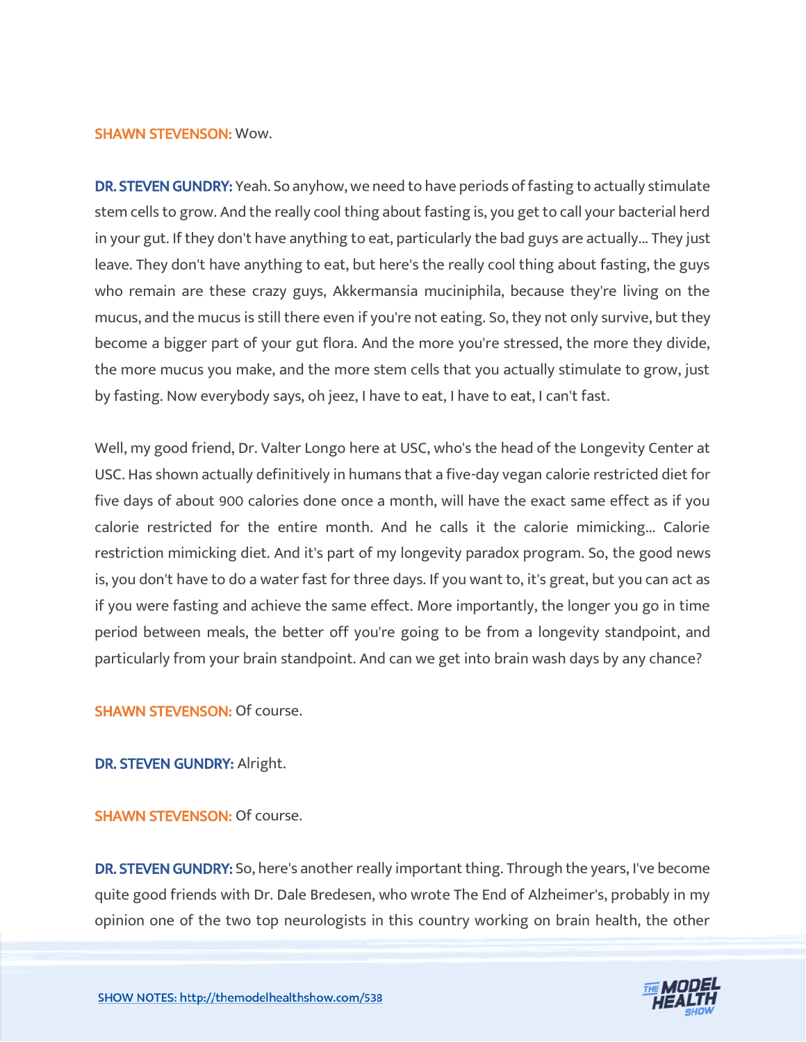**SHAWN STEVENSON:** Wow.

**DR. STEVEN GUNDRY:** Yeah. So anyhow, we need to have periods of fasting to actually stimulate stem cells to grow. And the really cool thing about fasting is, you get to call your bacterial herd in your gut. If they don't have anything to eat, particularly the bad guys are actually... They just leave. They don't have anything to eat, but here's the really cool thing about fasting, the guys who remain are these crazy guys, Akkermansia muciniphila, because they're living on the mucus, and the mucus is still there even if you're not eating. So, they not only survive, but they become a bigger part of your gut flora. And the more you're stressed, the more they divide, the more mucus you make, and the more stem cells that you actually stimulate to grow, just by fasting. Now everybody says, oh jeez, I have to eat, I have to eat, I can't fast.

Well, my good friend, Dr. Valter Longo here at USC, who's the head of the Longevity Center at USC. Has shown actually definitively in humans that a five-day vegan calorie restricted diet for five days of about 900 calories done once a month, will have the exact same effect as if you calorie restricted for the entire month. And he calls it the calorie mimicking... Calorie restriction mimicking diet. And it's part of my longevity paradox program. So, the good news is, you don't have to do a water fast for three days. If you want to, it's great, but you can act as if you were fasting and achieve the same effect. More importantly, the longer you go in time period between meals, the better off you're going to be from a longevity standpoint, and particularly from your brain standpoint. And can we get into brain wash days by any chance?

**SHAWN STEVENSON:** Of course.

**DR. STEVEN GUNDRY:** Alright.

**SHAWN STEVENSON:** Of course.

**DR. STEVEN GUNDRY:** So, here's another really important thing. Through the years, I've become quite good friends with Dr. Dale Bredesen, who wrote The End of Alzheimer's, probably in my opinion one of the two top neurologists in this country working on brain health, the other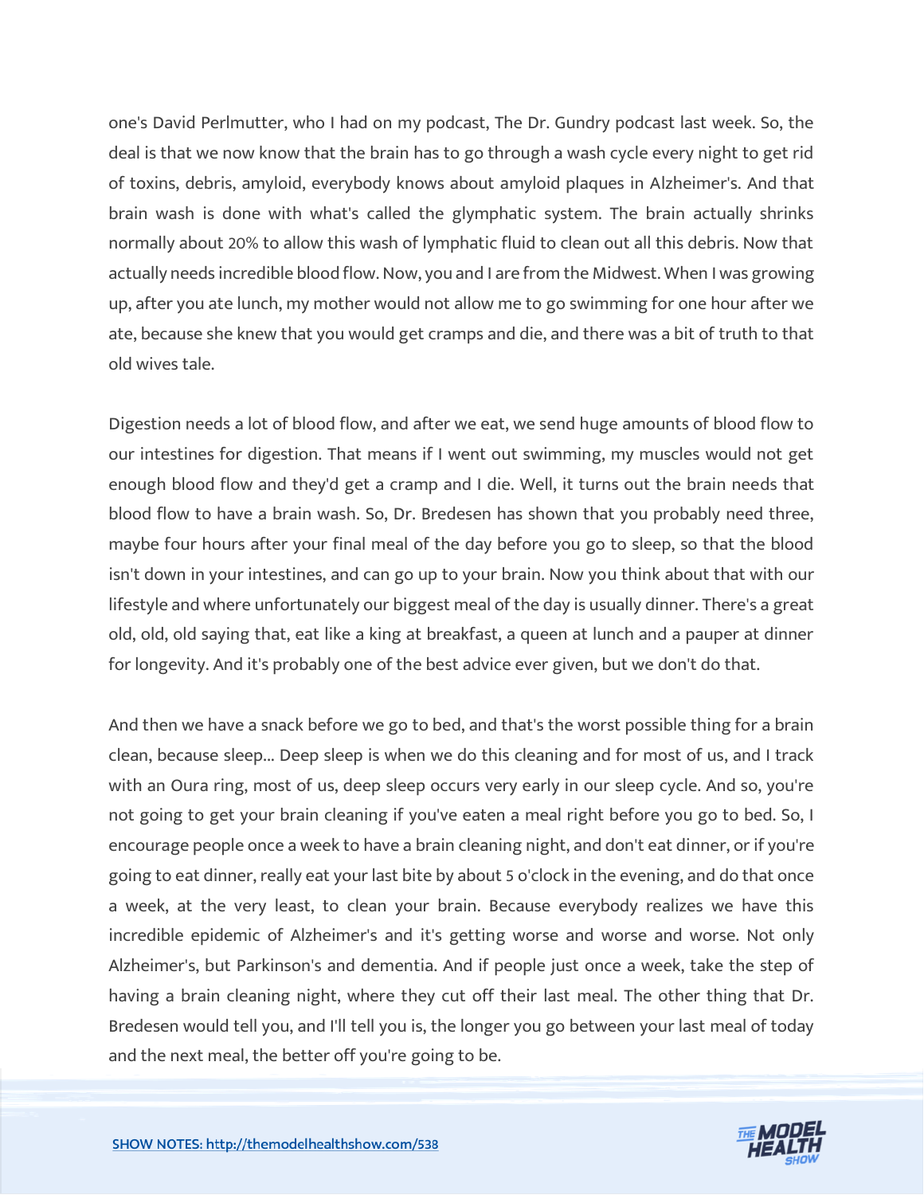one's David Perlmutter, who I had on my podcast, The Dr. Gundry podcast last week. So, the deal is that we now know that the brain has to go through a wash cycle every night to get rid of toxins, debris, amyloid, everybody knows about amyloid plaques in Alzheimer's. And that brain wash is done with what's called the glymphatic system. The brain actually shrinks normally about 20% to allow this wash of lymphatic fluid to clean out all this debris. Now that actually needs incredible blood flow. Now, you and I are from the Midwest. When I was growing up, after you ate lunch, my mother would not allow me to go swimming for one hour after we ate, because she knew that you would get cramps and die, and there was a bit of truth to that old wives tale.

Digestion needs a lot of blood flow, and after we eat, we send huge amounts of blood flow to our intestines for digestion. That means if I went out swimming, my muscles would not get enough blood flow and they'd get a cramp and I die. Well, it turns out the brain needs that blood flow to have a brain wash. So, Dr. Bredesen has shown that you probably need three, maybe four hours after your final meal of the day before you go to sleep, so that the blood isn't down in your intestines, and can go up to your brain. Now you think about that with our lifestyle and where unfortunately our biggest meal of the day is usually dinner. There's a great old, old, old saying that, eat like a king at breakfast, a queen at lunch and a pauper at dinner for longevity. And it's probably one of the best advice ever given, but we don't do that.

And then we have a snack before we go to bed, and that's the worst possible thing for a brain clean, because sleep... Deep sleep is when we do this cleaning and for most of us, and I track with an Oura ring, most of us, deep sleep occurs very early in our sleep cycle. And so, you're not going to get your brain cleaning if you've eaten a meal right before you go to bed. So, I encourage people once a week to have a brain cleaning night, and don't eat dinner, or if you're going to eat dinner, really eat your last bite by about 5 o'clock in the evening, and do that once a week, at the very least, to clean your brain. Because everybody realizes we have this incredible epidemic of Alzheimer's and it's getting worse and worse and worse. Not only Alzheimer's, but Parkinson's and dementia. And if people just once a week, take the step of having a brain cleaning night, where they cut off their last meal. The other thing that Dr. Bredesen would tell you, and I'll tell you is, the longer you go between your last meal of today and the next meal, the better off you're going to be.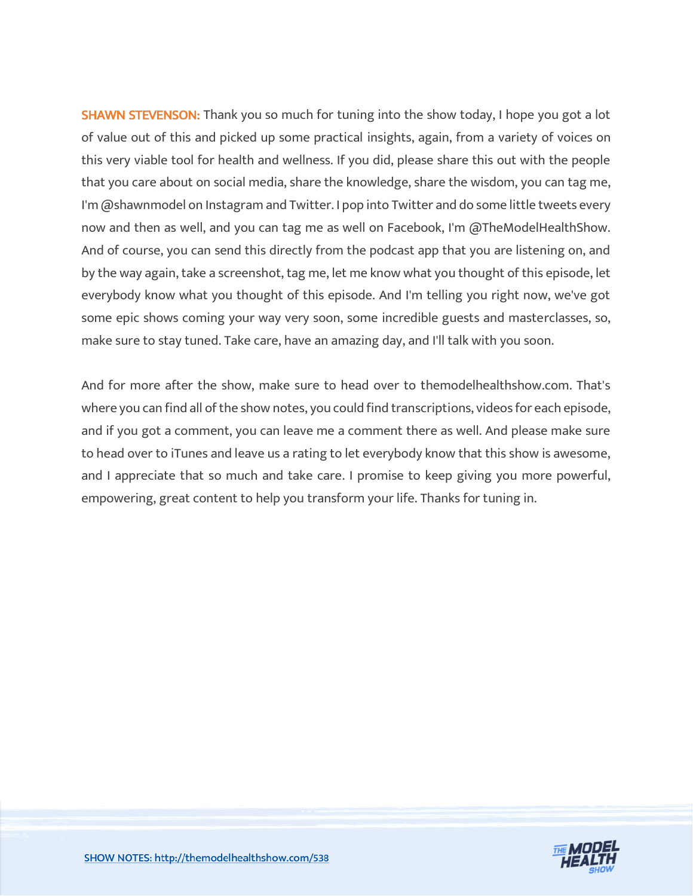**SHAWN STEVENSON:** Thank you so much for tuning into the show today, I hope you got a lot of value out of this and picked up some practical insights, again, from a variety of voices on this very viable tool for health and wellness. If you did, please share this out with the people that you care about on social media, share the knowledge, share the wisdom, you can tag me, I'm @shawnmodel on Instagram and Twitter. I pop into Twitter and do some little tweets every now and then as well, and you can tag me as well on Facebook, I'm @TheModelHealthShow. And of course, you can send this directly from the podcast app that you are listening on, and by the way again, take a screenshot, tag me, let me know what you thought of this episode, let everybody know what you thought of this episode. And I'm telling you right now, we've got some epic shows coming your way very soon, some incredible guests and masterclasses, so, make sure to stay tuned. Take care, have an amazing day, and I'll talk with you soon.

And for more after the show, make sure to head over to themodelhealthshow.com. That's where you can find all of the show notes, you could find transcriptions, videos for each episode, and if you got a comment, you can leave me a comment there as well. And please make sure to head over to iTunes and leave us a rating to let everybody know that this show is awesome, and I appreciate that so much and take care. I promise to keep giving you more powerful, empowering, great content to help you transform your life. Thanks for tuning in.